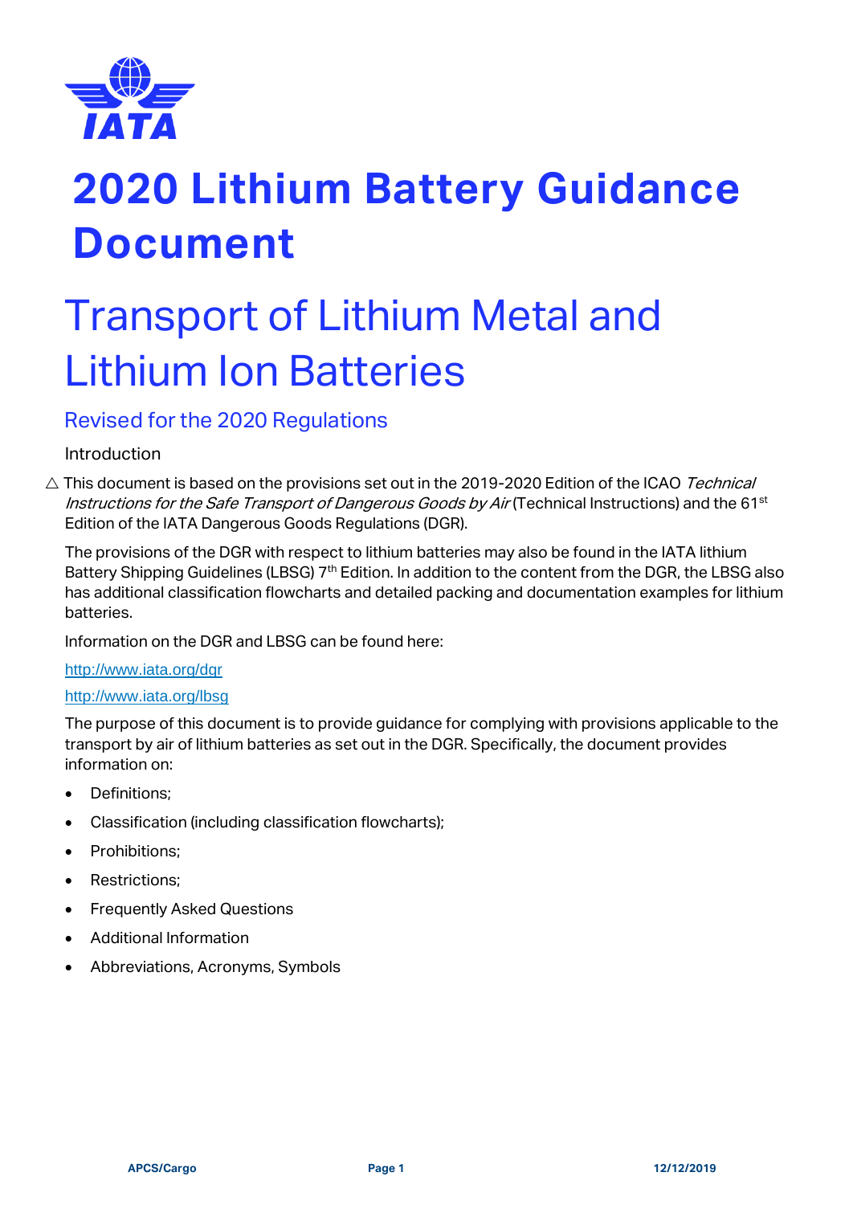# 2020 Lithium Battery Guidance Document

## Transport of Lithium Metal and Lithium Ion Batteries

### Revised for the 2020 Regulations

Introduction

△ This document is based on the provisions set out in the 2019-2020 Edition of the ICAO *Technical Instructions for the Safe Transport of Dangerous Goods by Air* (Technical Instructions) and the 61st Edition of the IATA Dangerous Goods Regulations (DGR).

The provisions of the DGR with respect to lithium batteries may also be found in the IATA lithium Battery Shipping Guidelines (LBSG) 7th Edition. In addition to the content from the DGR, the LBSG also has additional classification flowcharts and detailed packing and documentation examples for lithium batteries.

Information on the DGR and LBSG can be found here:

http://www.iata.org/dgr

http://www.iata.org/lbsg

The purpose of this document is to provide guidance for complying with provisions applicable to the transport by air of lithium batteries as set out in the DGR. Specifically, the document provides information on:

- Definitions;
- Classification (including classification flowcharts);
- Prohibitions;
- Restrictions;
- Frequently Asked Questions
- Additional Information
- Abbreviations, Acronyms, Symbols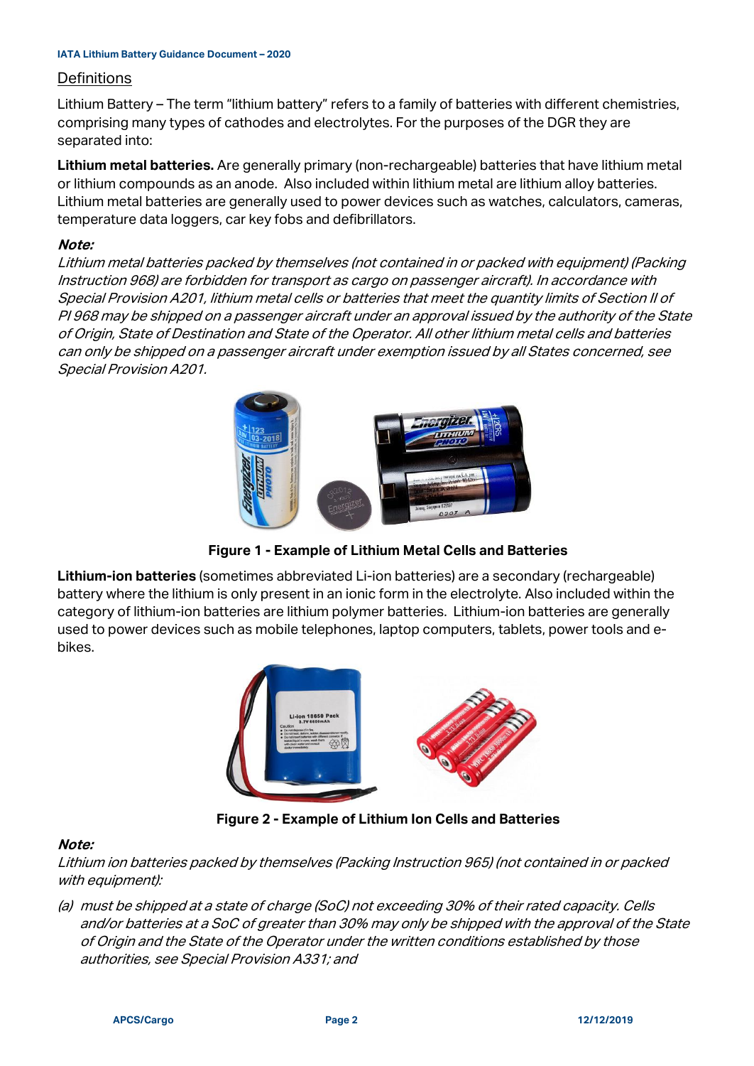## Definitions

Lithium Battery – The term "lithium battery" refers to a family of batteries with different chemistries, comprising many types of cathodes and electrolytes. For the purposes of the DGR they are separated into:

**Lithium metal batteries.** Are generally primary (non-rechargeable) batteries that have lithium metal or lithium compounds as an anode. Also included within lithium metal are lithium alloy batteries. Lithium metal batteries are generally used to power devices such as watches, calculators, cameras, temperature data loggers, car key fobs and defibrillators.

***Note:***

*Lithium metal batteries packed by themselves (not contained in or packed with equipment) (Packing Instruction 968) are forbidden for transport as cargo on passenger aircraft). In accordance with Special Provision A201, lithium metal cells or batteries that meet the quantity limits of Section II of PI 968 may be shipped on a passenger aircraft under an approval issued by the authority of the State of Origin, State of Destination and State of the Operator. All other lithium metal cells and batteries can only be shipped on a passenger aircraft under exemption issued by all States concerned, see Special Provision A201.*

**Figure 1 - Example of Lithium Metal Cells and Batteries**

**Lithium-ion batteries** (sometimes abbreviated Li-ion batteries) are a secondary (rechargeable) battery where the lithium is only present in an ionic form in the electrolyte. Also included within the category of lithium-ion batteries are lithium polymer batteries. Lithium-ion batteries are generally used to power devices such as mobile telephones, laptop computers, tablets, power tools and e-bikes.

**Figure 2 - Example of Lithium Ion Cells and Batteries**

***Note:***

*Lithium ion batteries packed by themselves (Packing Instruction 965) (not contained in or packed with equipment):*

*(a) must be shipped at a state of charge (SoC) not exceeding 30% of their rated capacity. Cells and/or batteries at a SoC of greater than 30% may only be shipped with the approval of the State of Origin and the State of the Operator under the written conditions established by those authorities, see Special Provision A331; and*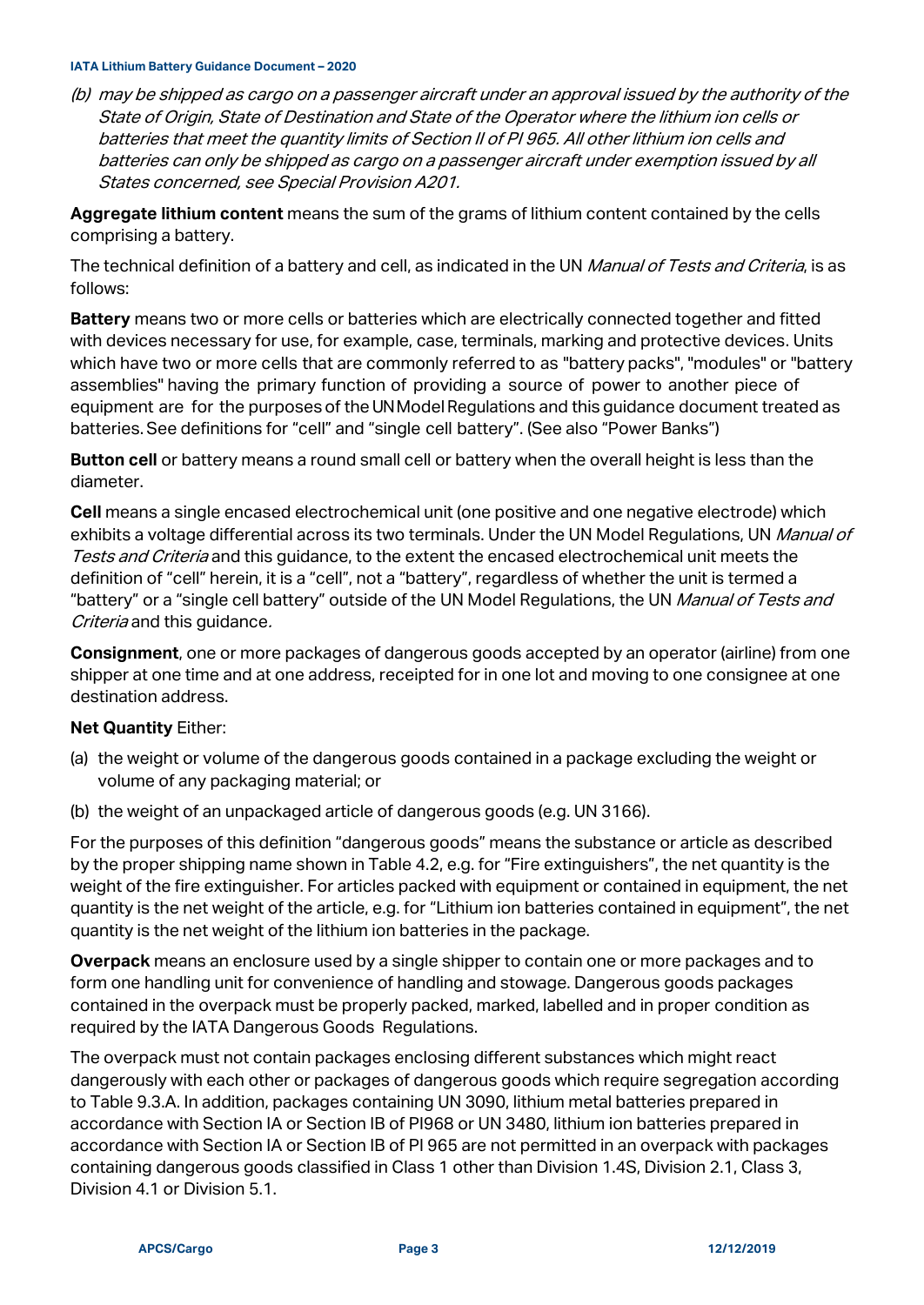*(b) may be shipped as cargo on a passenger aircraft under an approval issued by the authority of the State of Origin, State of Destination and State of the Operator where the lithium ion cells or batteries that meet the quantity limits of Section II of PI 965. All other lithium ion cells and batteries can only be shipped as cargo on a passenger aircraft under exemption issued by all States concerned, see Special Provision A201.*

**Aggregate lithium content** means the sum of the grams of lithium content contained by the cells comprising a battery.

The technical definition of a battery and cell, as indicated in the UN *Manual of Tests and Criteria*, is as follows:

**Battery** means two or more cells or batteries which are electrically connected together and fitted with devices necessary for use, for example, case, terminals, marking and protective devices. Units which have two or more cells that are commonly referred to as "battery packs", "modules" or "battery assemblies" having the primary function of providing a source of power to another piece of equipment are for the purposes of the UN Model Regulations and this guidance document treated as batteries. See definitions for "cell" and "single cell battery". (See also "Power Banks")

**Button cell** or battery means a round small cell or battery when the overall height is less than the diameter.

**Cell** means a single encased electrochemical unit (one positive and one negative electrode) which exhibits a voltage differential across its two terminals. Under the UN Model Regulations, UN *Manual of Tests and Criteria* and this guidance, to the extent the encased electrochemical unit meets the definition of "cell" herein, it is a "cell", not a "battery", regardless of whether the unit is termed a "battery" or a "single cell battery" outside of the UN Model Regulations, the UN *Manual of Tests and Criteria* and this guidance.

**Consignment**, one or more packages of dangerous goods accepted by an operator (airline) from one shipper at one time and at one address, receipted for in one lot and moving to one consignee at one destination address.

**Net Quantity** Either:

(a) the weight or volume of the dangerous goods contained in a package excluding the weight or volume of any packaging material; or

(b) the weight of an unpackaged article of dangerous goods (e.g. UN 3166).

For the purposes of this definition "dangerous goods" means the substance or article as described by the proper shipping name shown in Table 4.2, e.g. for "Fire extinguishers", the net quantity is the weight of the fire extinguisher. For articles packed with equipment or contained in equipment, the net quantity is the net weight of the article, e.g. for "Lithium ion batteries contained in equipment", the net quantity is the net weight of the lithium ion batteries in the package.

**Overpack** means an enclosure used by a single shipper to contain one or more packages and to form one handling unit for convenience of handling and stowage. Dangerous goods packages contained in the overpack must be properly packed, marked, labelled and in proper condition as required by the IATA Dangerous Goods Regulations.

The overpack must not contain packages enclosing different substances which might react dangerously with each other or packages of dangerous goods which require segregation according to Table 9.3.A. In addition, packages containing UN 3090, lithium metal batteries prepared in accordance with Section IA or Section IB of PI968 or UN 3480, lithium ion batteries prepared in accordance with Section IA or Section IB of PI 965 are not permitted in an overpack with packages containing dangerous goods classified in Class 1 other than Division 1.4S, Division 2.1, Class 3, Division 4.1 or Division 5.1.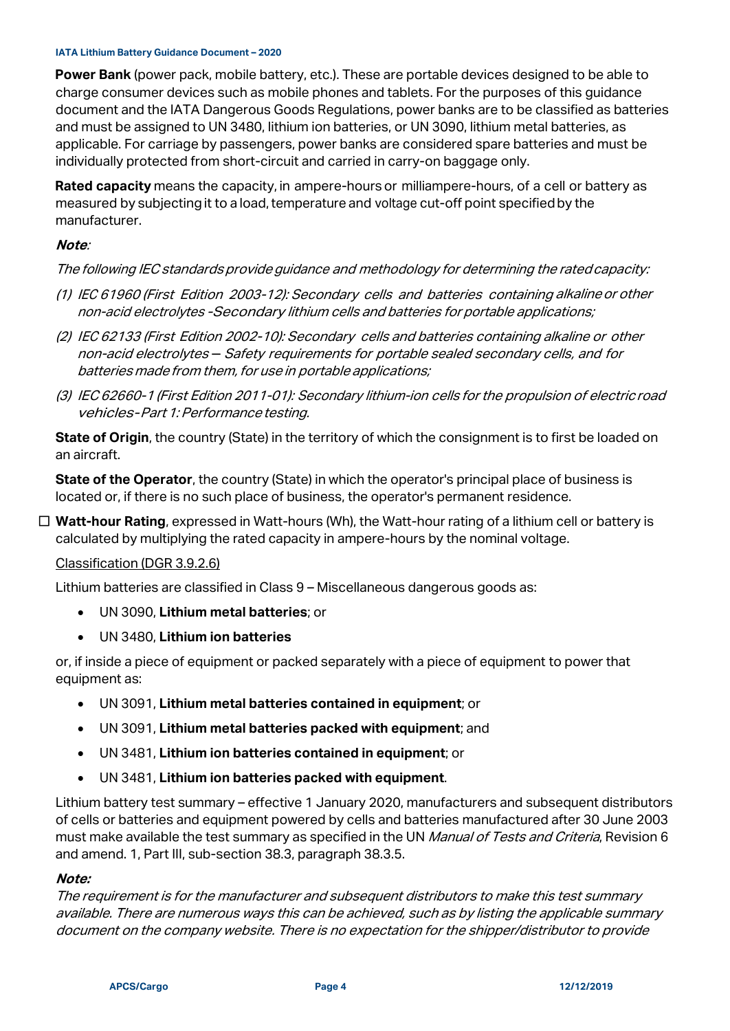**Power Bank** (power pack, mobile battery, etc.). These are portable devices designed to be able to charge consumer devices such as mobile phones and tablets. For the purposes of this guidance document and the IATA Dangerous Goods Regulations, power banks are to be classified as batteries and must be assigned to UN 3480, lithium ion batteries, or UN 3090, lithium metal batteries, as applicable. For carriage by passengers, power banks are considered spare batteries and must be individually protected from short-circuit and carried in carry-on baggage only.

**Rated capacity** means the capacity, in ampere-hours or milliampere-hours, of a cell or battery as measured by subjecting it to a load, temperature and voltage cut-off point specified by the manufacturer.

***Note***:

*The following IEC standards provide guidance and methodology for determining the rated capacity:*

*(1) IEC 61960 (First Edition 2003-12): Secondary cells and batteries containing alkaline or other non-acid electrolytes -Secondary lithium cells and batteries for portable applications;*

*(2) IEC 62133 (First Edition 2002-10): Secondary cells and batteries containing alkaline or other non-acid electrolytes — Safety requirements for portable sealed secondary cells, and for batteries made from them, for use in portable applications;*

*(3) IEC 62660-1 (First Edition 2011-01): Secondary lithium-ion cells for the propulsion of electric road vehicles-Part 1: Performance testing.*

**State of Origin**, the country (State) in the territory of which the consignment is to first be loaded on an aircraft.

**State of the Operator**, the country (State) in which the operator's principal place of business is located or, if there is no such place of business, the operator's permanent residence.

- **Watt-hour Rating**, expressed in Watt-hours (Wh), the Watt-hour rating of a lithium cell or battery is calculated by multiplying the rated capacity in ampere-hours by the nominal voltage.

Classification (DGR 3.9.2.6)

Lithium batteries are classified in Class 9 – Miscellaneous dangerous goods as:

- UN 3090, **Lithium metal batteries**; or
- UN 3480, **Lithium ion batteries**

or, if inside a piece of equipment or packed separately with a piece of equipment to power that equipment as:

- UN 3091, **Lithium metal batteries contained in equipment**; or
- UN 3091, **Lithium metal batteries packed with equipment**; and
- UN 3481, **Lithium ion batteries contained in equipment**; or
- UN 3481, **Lithium ion batteries packed with equipment**.

Lithium battery test summary – effective 1 January 2020, manufacturers and subsequent distributors of cells or batteries and equipment powered by cells and batteries manufactured after 30 June 2003 must make available the test summary as specified in the UN *Manual of Tests and Criteria*, Revision 6 and amend. 1, Part III, sub-section 38.3, paragraph 38.3.5.

***Note:***

*The requirement is for the manufacturer and subsequent distributors to make this test summary available. There are numerous ways this can be achieved, such as by listing the applicable summary document on the company website. There is no expectation for the shipper/distributor to provide*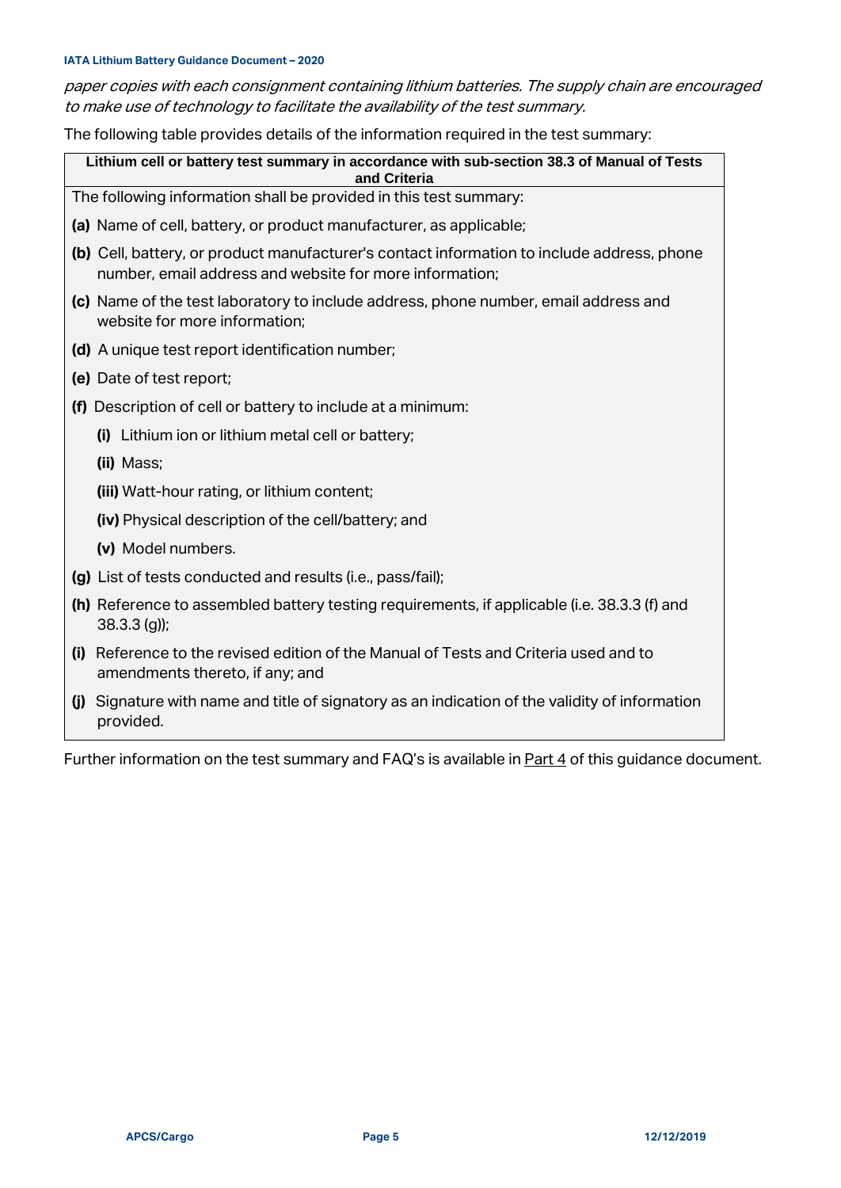*paper copies with each consignment containing lithium batteries. The supply chain are encouraged to make use of technology to facilitate the availability of the test summary.*

The following table provides details of the information required in the test summary:

| **Lithium cell or battery test summary in accordance with sub-section 38.3 of Manual of Tests and Criteria** |
|---|
| The following information shall be provided in this test summary:<br><br>**(a)** Name of cell, battery, or product manufacturer, as applicable;<br><br>**(b)** Cell, battery, or product manufacturer's contact information to include address, phone number, email address and website for more information;<br><br>**(c)** Name of the test laboratory to include address, phone number, email address and website for more information;<br><br>**(d)** A unique test report identification number;<br><br>**(e)** Date of test report;<br><br>**(f)** Description of cell or battery to include at a minimum:<br><br>&nbsp;&nbsp;&nbsp;&nbsp;**(i)** Lithium ion or lithium metal cell or battery;<br><br>&nbsp;&nbsp;&nbsp;&nbsp;**(ii)** Mass;<br><br>&nbsp;&nbsp;&nbsp;&nbsp;**(iii)** Watt-hour rating, or lithium content;<br><br>&nbsp;&nbsp;&nbsp;&nbsp;**(iv)** Physical description of the cell/battery; and<br><br>&nbsp;&nbsp;&nbsp;&nbsp;**(v)** Model numbers.<br><br>**(g)** List of tests conducted and results (i.e., pass/fail);<br><br>**(h)** Reference to assembled battery testing requirements, if applicable (i.e. 38.3.3 (f) and 38.3.3 (g));<br><br>**(i)** Reference to the revised edition of the Manual of Tests and Criteria used and to amendments thereto, if any; and<br><br>**(j)** Signature with name and title of signatory as an indication of the validity of information provided. |

Further information on the test summary and FAQ's is available in Part 4 of this guidance document.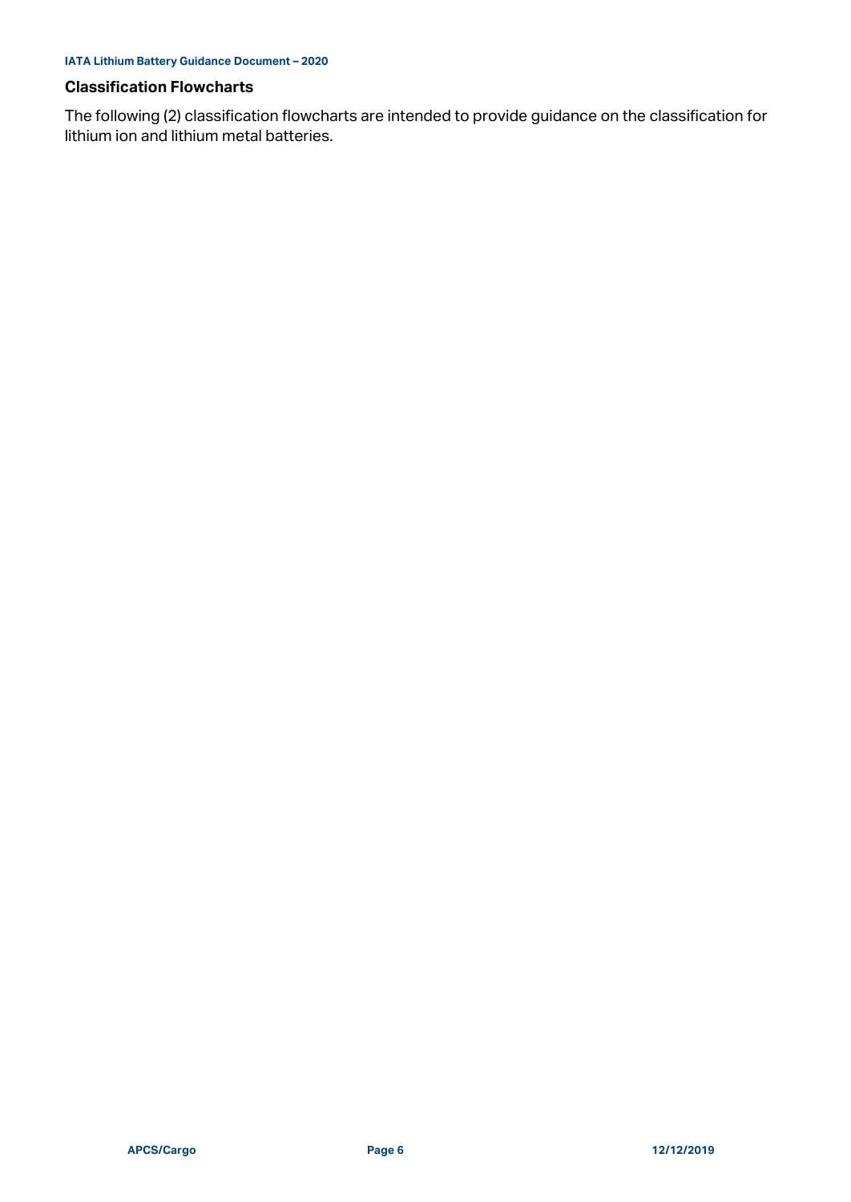## Classification Flowcharts

The following (2) classification flowcharts are intended to provide guidance on the classification for lithium ion and lithium metal batteries.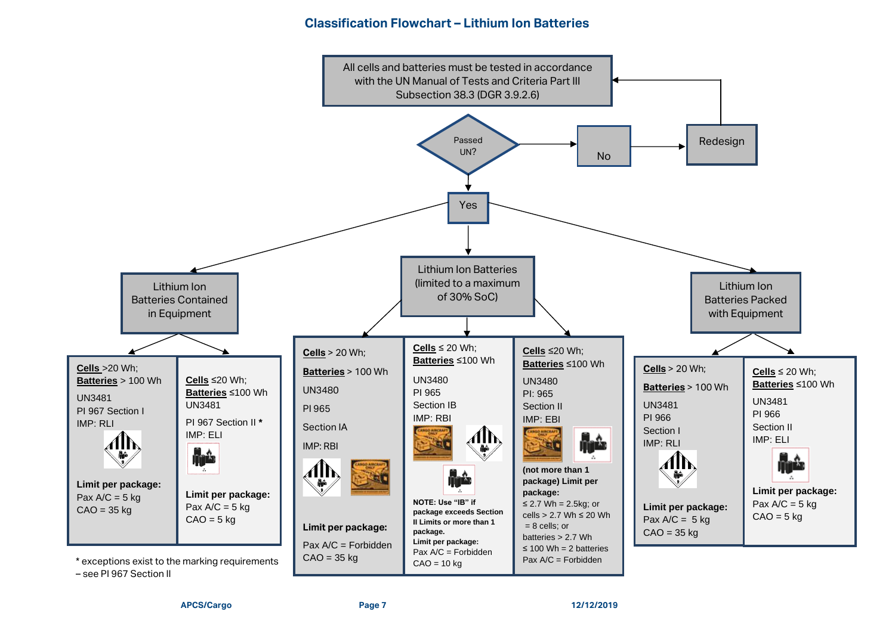## Classification Flowchart – Lithium Ion Batteries

All cells and batteries must be tested in accordance with the UN Manual of Tests and Criteria Part III Subsection 38.3 (DGR 3.9.2.6)

Passed UN?

No → Redesign

Yes

### Lithium Ion Batteries Contained in Equipment

**Cells** >20 Wh;
**Batteries** > 100 Wh
UN3481
PI 967 Section I
IMP: RLI

**Limit per package:**
Pax A/C = 5 kg
CAO = 35 kg

**Cells** ≤20 Wh;
**Batteries** ≤100 Wh
UN3481
PI 967 Section II *
IMP: ELI

**Limit per package:**
Pax A/C = 5 kg
CAO = 5 kg

* exceptions exist to the marking requirements – see PI 967 Section II

### Lithium Ion Batteries (limited to a maximum of 30% SoC)

**Cells** > 20 Wh;
**Batteries** > 100 Wh
UN3480
PI 965
Section IA
IMP: RBI

**Limit per package:**
Pax A/C = Forbidden
CAO = 35 kg

**Cells** ≤ 20 Wh;
**Batteries** ≤100 Wh
UN3480
PI 965
Section IB
IMP: RBI

**NOTE: Use "IB" if package exceeds Section II Limits or more than 1 package.**
**Limit per package:**
Pax A/C = Forbidden
CAO = 10 kg

**Cells** ≤20 Wh;
**Batteries** ≤100 Wh
UN3480
PI: 965
Section II
IMP: EBI

**(not more than 1 package) Limit per package:**
≤ 2.7 Wh = 2.5kg; or
cells > 2.7 Wh ≤ 20 Wh = 8 cells; or
batteries > 2.7 Wh ≤ 100 Wh = 2 batteries
Pax A/C = Forbidden

### Lithium Ion Batteries Packed with Equipment

**Cells** > 20 Wh;
**Batteries** > 100 Wh
UN3481
PI 966
Section I
IMP: RLI

**Limit per package:**
Pax A/C = 5 kg
CAO = 35 kg

**Cells** ≤ 20 Wh;
**Batteries** ≤100 Wh
UN3481
PI 966
Section II
IMP: ELI

**Limit per package:**
Pax A/C = 5 kg
CAO = 5 kg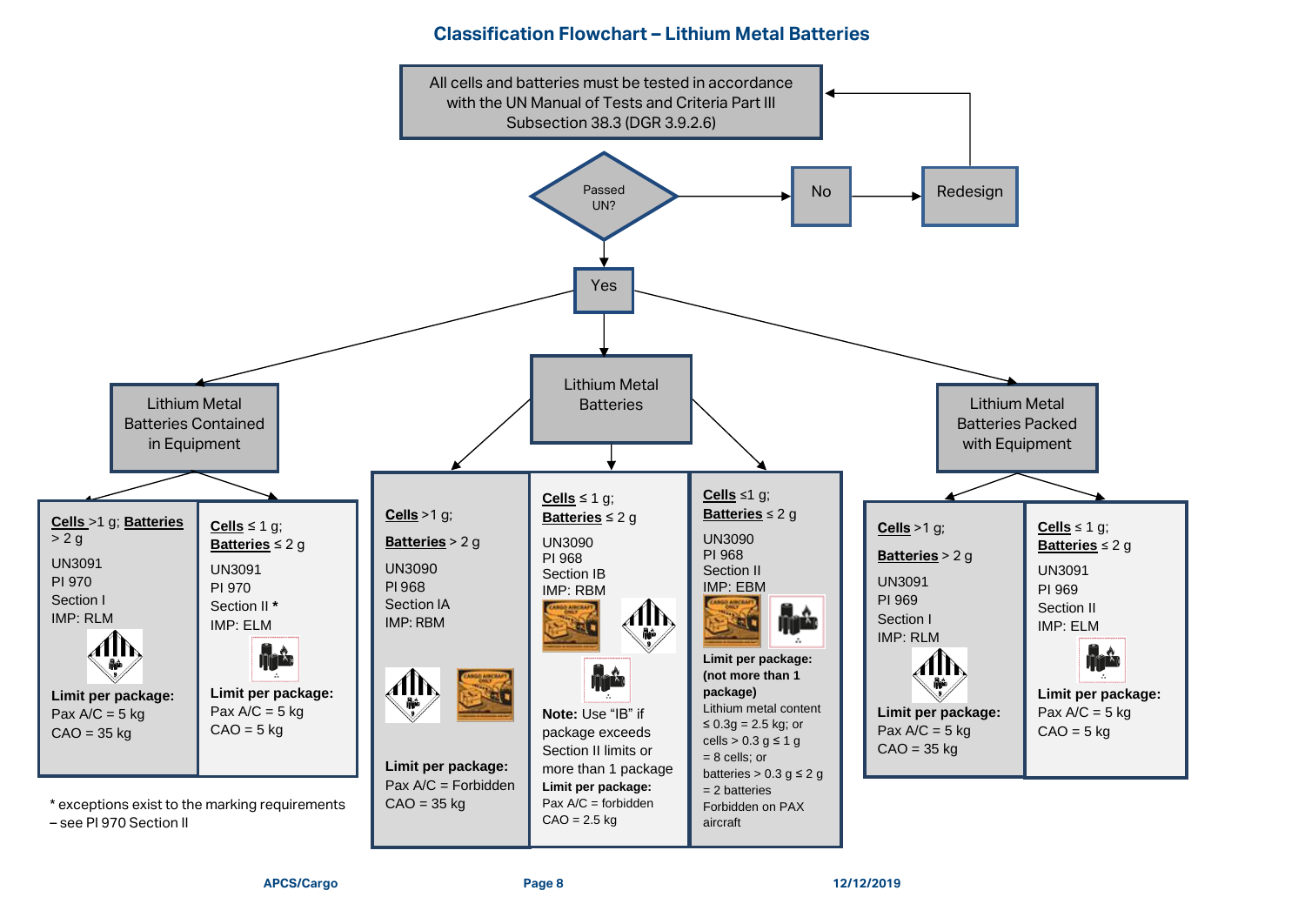# Classification Flowchart – Lithium Metal Batteries

All cells and batteries must be tested in accordance with the UN Manual of Tests and Criteria Part III Subsection 38.3 (DGR 3.9.2.6)

Passed UN?

- No → Redesign → (back to testing)
- Yes

## Lithium Metal Batteries Contained in Equipment

**Cells** >1 g; **Batteries** > 2 g
UN3091
PI 970
Section I
IMP: RLM

**Limit per package:**
Pax A/C = 5 kg
CAO = 35 kg

**Cells** ≤ 1 g;
**Batteries** ≤ 2 g
UN3091
PI 970
Section II *
IMP: ELM

**Limit per package:**
Pax A/C = 5 kg
CAO = 5 kg

* exceptions exist to the marking requirements – see PI 970 Section II

## Lithium Metal Batteries

**Cells** >1 g;
**Batteries** > 2 g
UN3090
PI 968
Section IA
IMP: RBM

**Limit per package:**
Pax A/C = Forbidden
CAO = 35 kg

**Cells** ≤ 1 g;
**Batteries** ≤ 2 g
UN3090
PI 968
Section IB
IMP: RBM

**Note:** Use "IB" if package exceeds Section II limits or more than 1 package

**Limit per package:**
Pax A/C = forbidden
CAO = 2.5 kg

**Cells** ≤1 g;
**Batteries** ≤ 2 g
UN3090
PI 968
Section II
IMP: EBM

**Limit per package: (not more than 1 package)**
Lithium metal content ≤ 0.3g = 2.5 kg; or cells > 0.3 g ≤ 1 g = 8 cells; or batteries > 0.3 g ≤ 2 g = 2 batteries
Forbidden on PAX aircraft

## Lithium Metal Batteries Packed with Equipment

**Cells** >1 g;
**Batteries** > 2 g
UN3091
PI 969
Section I
IMP: RLM

**Limit per package:**
Pax A/C = 5 kg
CAO = 35 kg

**Cells** ≤ 1 g;
**Batteries** ≤ 2 g
UN3091
PI 969
Section II
IMP: ELM

**Limit per package:**
Pax A/C = 5 kg
CAO = 5 kg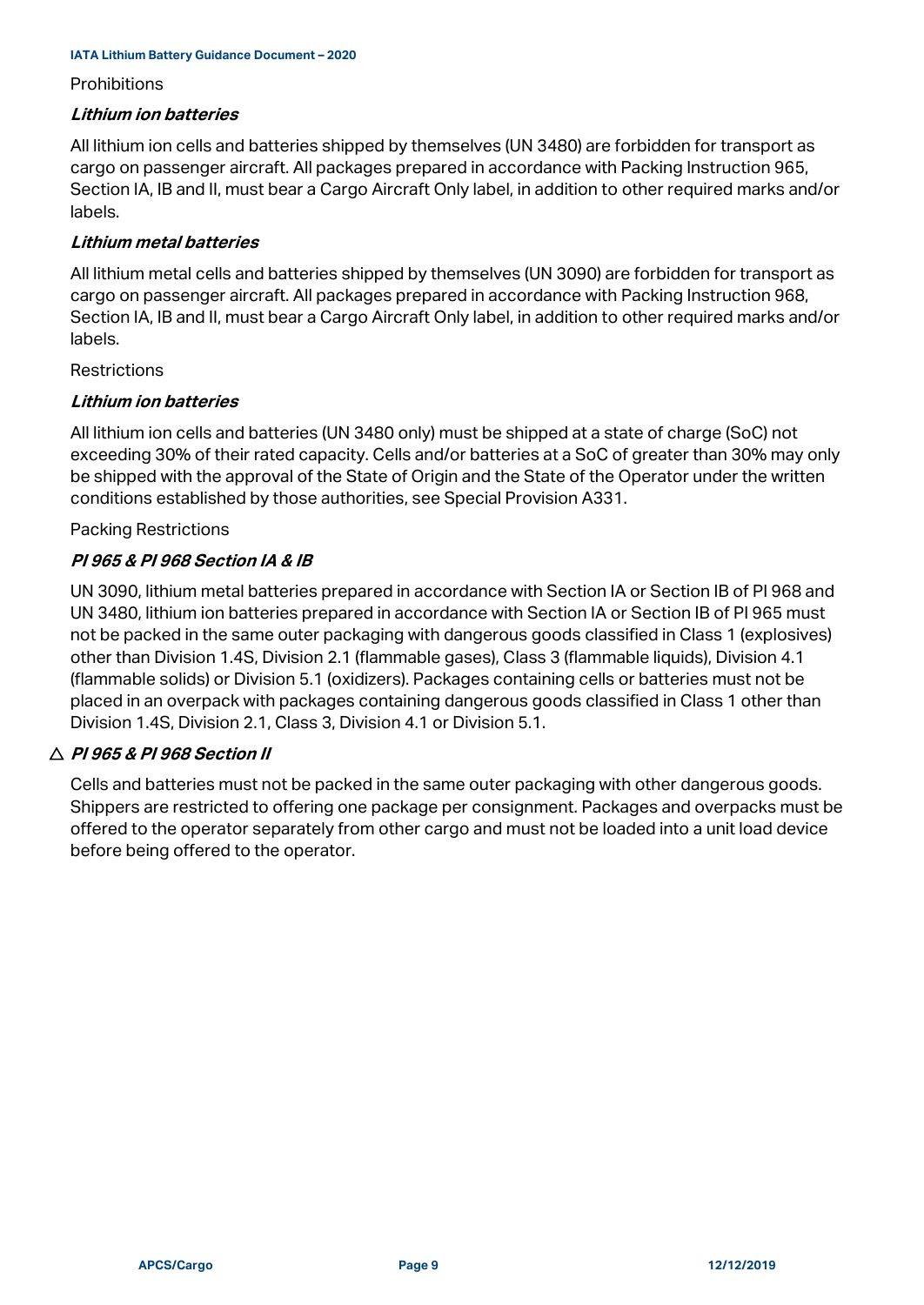Prohibitions

***Lithium ion batteries***

All lithium ion cells and batteries shipped by themselves (UN 3480) are forbidden for transport as cargo on passenger aircraft. All packages prepared in accordance with Packing Instruction 965, Section IA, IB and II, must bear a Cargo Aircraft Only label, in addition to other required marks and/or labels.

***Lithium metal batteries***

All lithium metal cells and batteries shipped by themselves (UN 3090) are forbidden for transport as cargo on passenger aircraft. All packages prepared in accordance with Packing Instruction 968, Section IA, IB and II, must bear a Cargo Aircraft Only label, in addition to other required marks and/or labels.

Restrictions

***Lithium ion batteries***

All lithium ion cells and batteries (UN 3480 only) must be shipped at a state of charge (SoC) not exceeding 30% of their rated capacity. Cells and/or batteries at a SoC of greater than 30% may only be shipped with the approval of the State of Origin and the State of the Operator under the written conditions established by those authorities, see Special Provision A331.

Packing Restrictions

***PI 965 & PI 968 Section IA & IB***

UN 3090, lithium metal batteries prepared in accordance with Section IA or Section IB of PI 968 and UN 3480, lithium ion batteries prepared in accordance with Section IA or Section IB of PI 965 must not be packed in the same outer packaging with dangerous goods classified in Class 1 (explosives) other than Division 1.4S, Division 2.1 (flammable gases), Class 3 (flammable liquids), Division 4.1 (flammable solids) or Division 5.1 (oxidizers). Packages containing cells or batteries must not be placed in an overpack with packages containing dangerous goods classified in Class 1 other than Division 1.4S, Division 2.1, Class 3, Division 4.1 or Division 5.1.

△ ***PI 965 & PI 968 Section II***

Cells and batteries must not be packed in the same outer packaging with other dangerous goods. Shippers are restricted to offering one package per consignment. Packages and overpacks must be offered to the operator separately from other cargo and must not be loaded into a unit load device before being offered to the operator.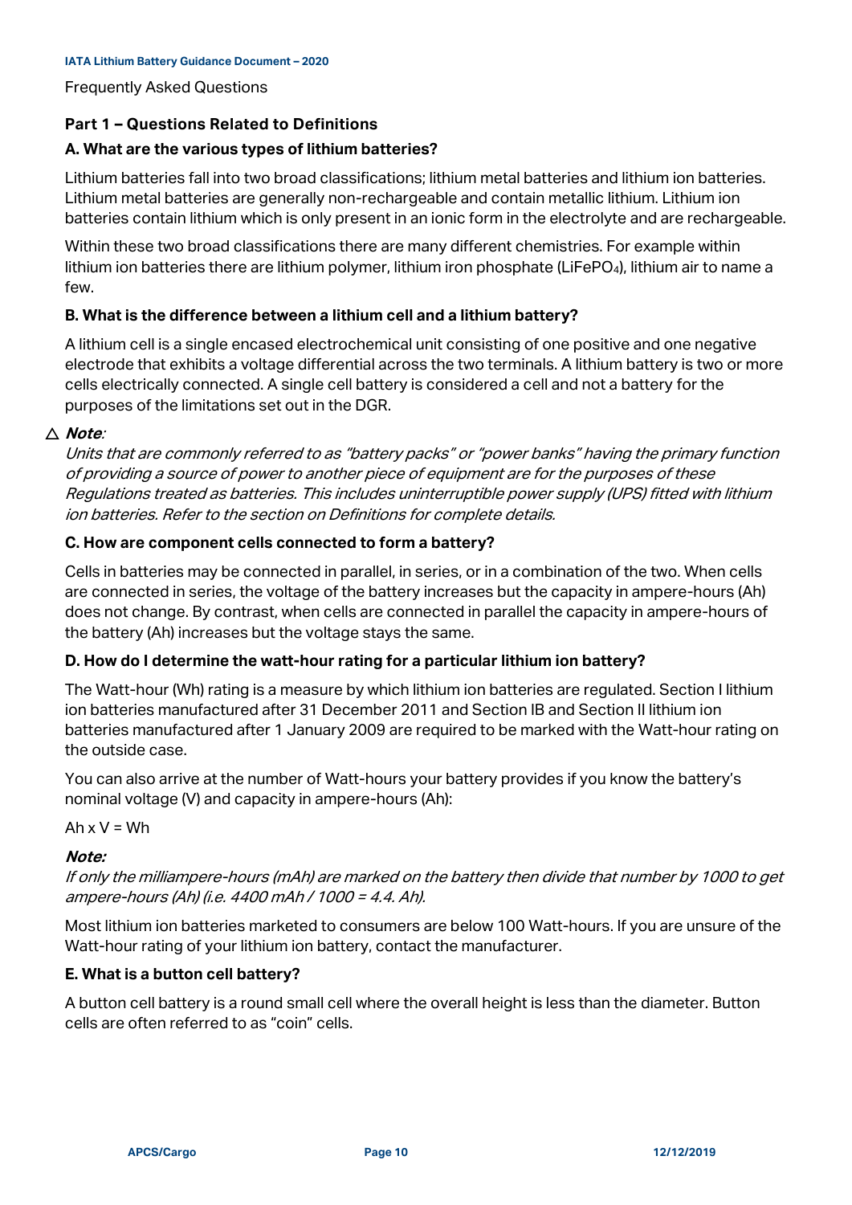Frequently Asked Questions

## Part 1 – Questions Related to Definitions

### A. What are the various types of lithium batteries?

Lithium batteries fall into two broad classifications; lithium metal batteries and lithium ion batteries. Lithium metal batteries are generally non-rechargeable and contain metallic lithium. Lithium ion batteries contain lithium which is only present in an ionic form in the electrolyte and are rechargeable.

Within these two broad classifications there are many different chemistries. For example within lithium ion batteries there are lithium polymer, lithium iron phosphate ($LiFePO_4$), lithium air to name a few.

### B. What is the difference between a lithium cell and a lithium battery?

A lithium cell is a single encased electrochemical unit consisting of one positive and one negative electrode that exhibits a voltage differential across the two terminals. A lithium battery is two or more cells electrically connected. A single cell battery is considered a cell and not a battery for the purposes of the limitations set out in the DGR.

△ ***Note***:
*Units that are commonly referred to as "battery packs" or "power banks" having the primary function of providing a source of power to another piece of equipment are for the purposes of these Regulations treated as batteries. This includes uninterruptible power supply (UPS) fitted with lithium ion batteries. Refer to the section on Definitions for complete details.*

### C. How are component cells connected to form a battery?

Cells in batteries may be connected in parallel, in series, or in a combination of the two. When cells are connected in series, the voltage of the battery increases but the capacity in ampere-hours (Ah) does not change. By contrast, when cells are connected in parallel the capacity in ampere-hours of the battery (Ah) increases but the voltage stays the same.

### D. How do I determine the watt-hour rating for a particular lithium ion battery?

The Watt-hour (Wh) rating is a measure by which lithium ion batteries are regulated. Section I lithium ion batteries manufactured after 31 December 2011 and Section IB and Section II lithium ion batteries manufactured after 1 January 2009 are required to be marked with the Watt-hour rating on the outside case.

You can also arrive at the number of Watt-hours your battery provides if you know the battery's nominal voltage (V) and capacity in ampere-hours (Ah):

Ah x V = Wh

***Note:***
*If only the milliampere-hours (mAh) are marked on the battery then divide that number by 1000 to get ampere-hours (Ah) (i.e. 4400 mAh / 1000 = 4.4. Ah).*

Most lithium ion batteries marketed to consumers are below 100 Watt-hours. If you are unsure of the Watt-hour rating of your lithium ion battery, contact the manufacturer.

### E. What is a button cell battery?

A button cell battery is a round small cell where the overall height is less than the diameter. Button cells are often referred to as "coin" cells.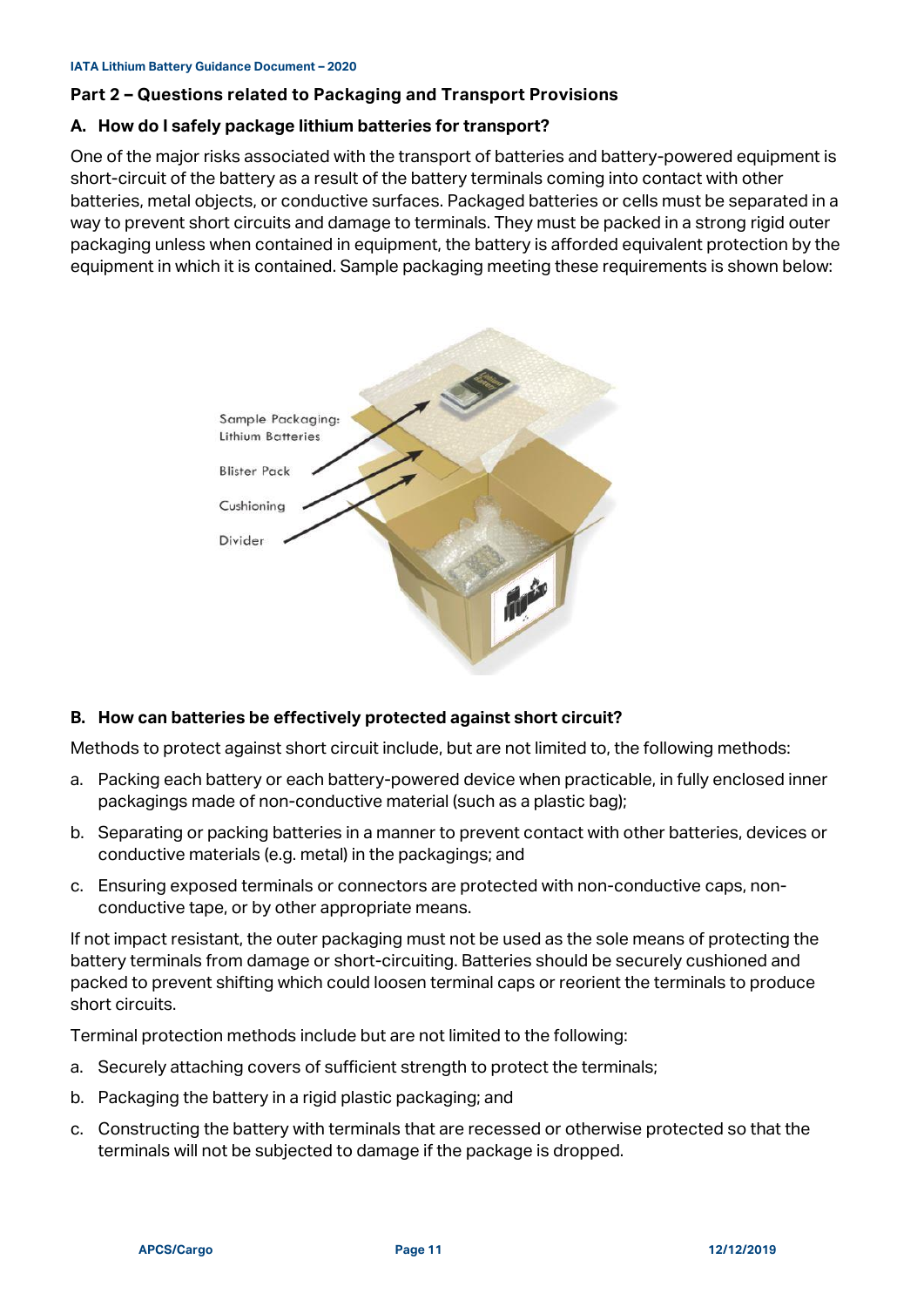## Part 2 – Questions related to Packaging and Transport Provisions

### A. How do I safely package lithium batteries for transport?

One of the major risks associated with the transport of batteries and battery-powered equipment is short-circuit of the battery as a result of the battery terminals coming into contact with other batteries, metal objects, or conductive surfaces. Packaged batteries or cells must be separated in a way to prevent short circuits and damage to terminals. They must be packed in a strong rigid outer packaging unless when contained in equipment, the battery is afforded equivalent protection by the equipment in which it is contained. Sample packaging meeting these requirements is shown below:

Sample Packaging: Lithium Batteries

Blister Pack

Cushioning

Divider

### B. How can batteries be effectively protected against short circuit?

Methods to protect against short circuit include, but are not limited to, the following methods:

a. Packing each battery or each battery-powered device when practicable, in fully enclosed inner packagings made of non-conductive material (such as a plastic bag);

b. Separating or packing batteries in a manner to prevent contact with other batteries, devices or conductive materials (e.g. metal) in the packagings; and

c. Ensuring exposed terminals or connectors are protected with non-conductive caps, non-conductive tape, or by other appropriate means.

If not impact resistant, the outer packaging must not be used as the sole means of protecting the battery terminals from damage or short-circuiting. Batteries should be securely cushioned and packed to prevent shifting which could loosen terminal caps or reorient the terminals to produce short circuits.

Terminal protection methods include but are not limited to the following:

a. Securely attaching covers of sufficient strength to protect the terminals;

b. Packaging the battery in a rigid plastic packaging; and

c. Constructing the battery with terminals that are recessed or otherwise protected so that the terminals will not be subjected to damage if the package is dropped.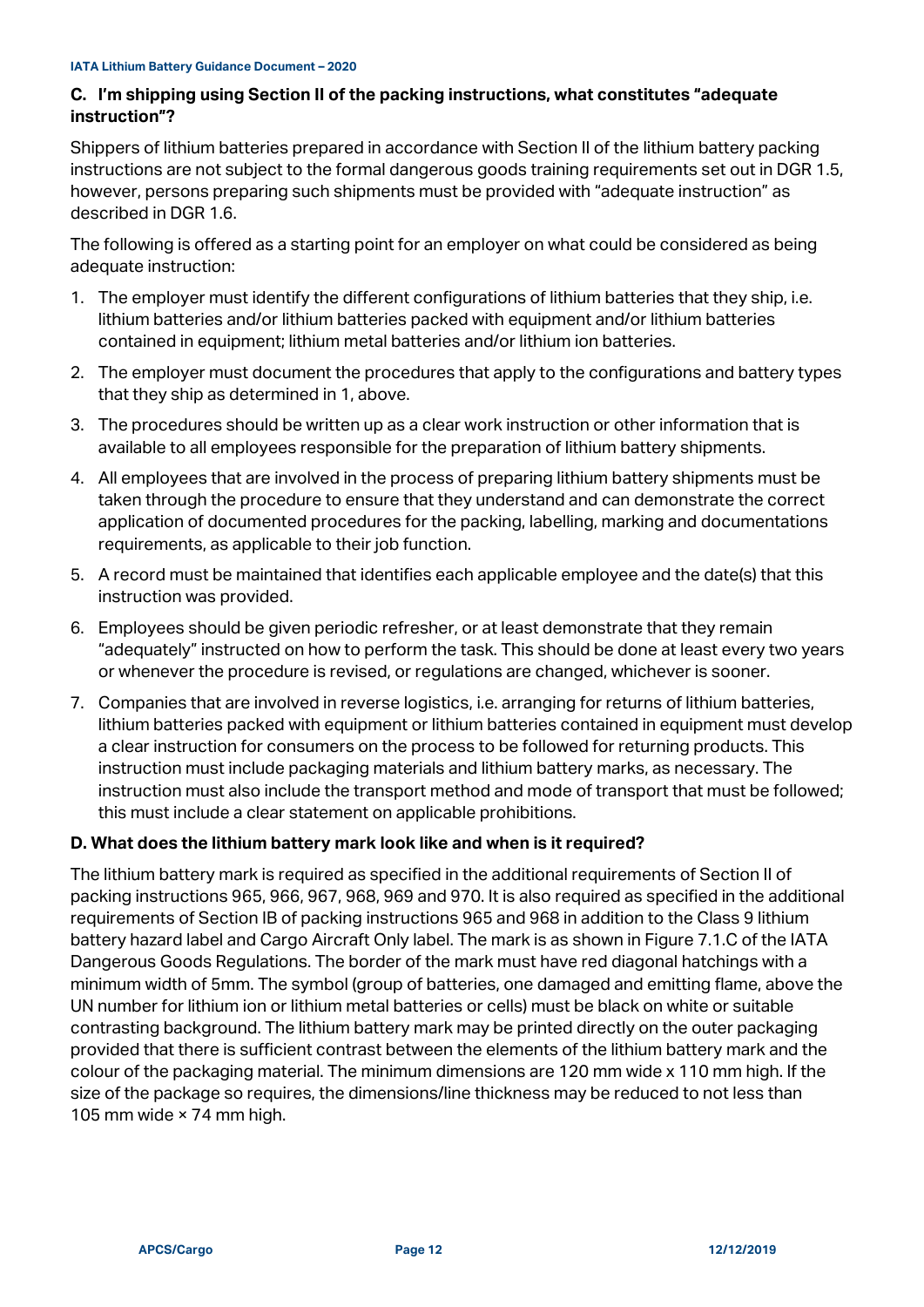### C. I'm shipping using Section II of the packing instructions, what constitutes "adequate instruction"?

Shippers of lithium batteries prepared in accordance with Section II of the lithium battery packing instructions are not subject to the formal dangerous goods training requirements set out in DGR 1.5, however, persons preparing such shipments must be provided with "adequate instruction" as described in DGR 1.6.

The following is offered as a starting point for an employer on what could be considered as being adequate instruction:

1. The employer must identify the different configurations of lithium batteries that they ship, i.e. lithium batteries and/or lithium batteries packed with equipment and/or lithium batteries contained in equipment; lithium metal batteries and/or lithium ion batteries.
2. The employer must document the procedures that apply to the configurations and battery types that they ship as determined in 1, above.
3. The procedures should be written up as a clear work instruction or other information that is available to all employees responsible for the preparation of lithium battery shipments.
4. All employees that are involved in the process of preparing lithium battery shipments must be taken through the procedure to ensure that they understand and can demonstrate the correct application of documented procedures for the packing, labelling, marking and documentations requirements, as applicable to their job function.
5. A record must be maintained that identifies each applicable employee and the date(s) that this instruction was provided.
6. Employees should be given periodic refresher, or at least demonstrate that they remain "adequately" instructed on how to perform the task. This should be done at least every two years or whenever the procedure is revised, or regulations are changed, whichever is sooner.
7. Companies that are involved in reverse logistics, i.e. arranging for returns of lithium batteries, lithium batteries packed with equipment or lithium batteries contained in equipment must develop a clear instruction for consumers on the process to be followed for returning products. This instruction must include packaging materials and lithium battery marks, as necessary. The instruction must also include the transport method and mode of transport that must be followed; this must include a clear statement on applicable prohibitions.

### D. What does the lithium battery mark look like and when is it required?

The lithium battery mark is required as specified in the additional requirements of Section II of packing instructions 965, 966, 967, 968, 969 and 970. It is also required as specified in the additional requirements of Section IB of packing instructions 965 and 968 in addition to the Class 9 lithium battery hazard label and Cargo Aircraft Only label. The mark is as shown in Figure 7.1.C of the IATA Dangerous Goods Regulations. The border of the mark must have red diagonal hatchings with a minimum width of 5mm. The symbol (group of batteries, one damaged and emitting flame, above the UN number for lithium ion or lithium metal batteries or cells) must be black on white or suitable contrasting background. The lithium battery mark may be printed directly on the outer packaging provided that there is sufficient contrast between the elements of the lithium battery mark and the colour of the packaging material. The minimum dimensions are 120 mm wide x 110 mm high. If the size of the package so requires, the dimensions/line thickness may be reduced to not less than 105 mm wide × 74 mm high.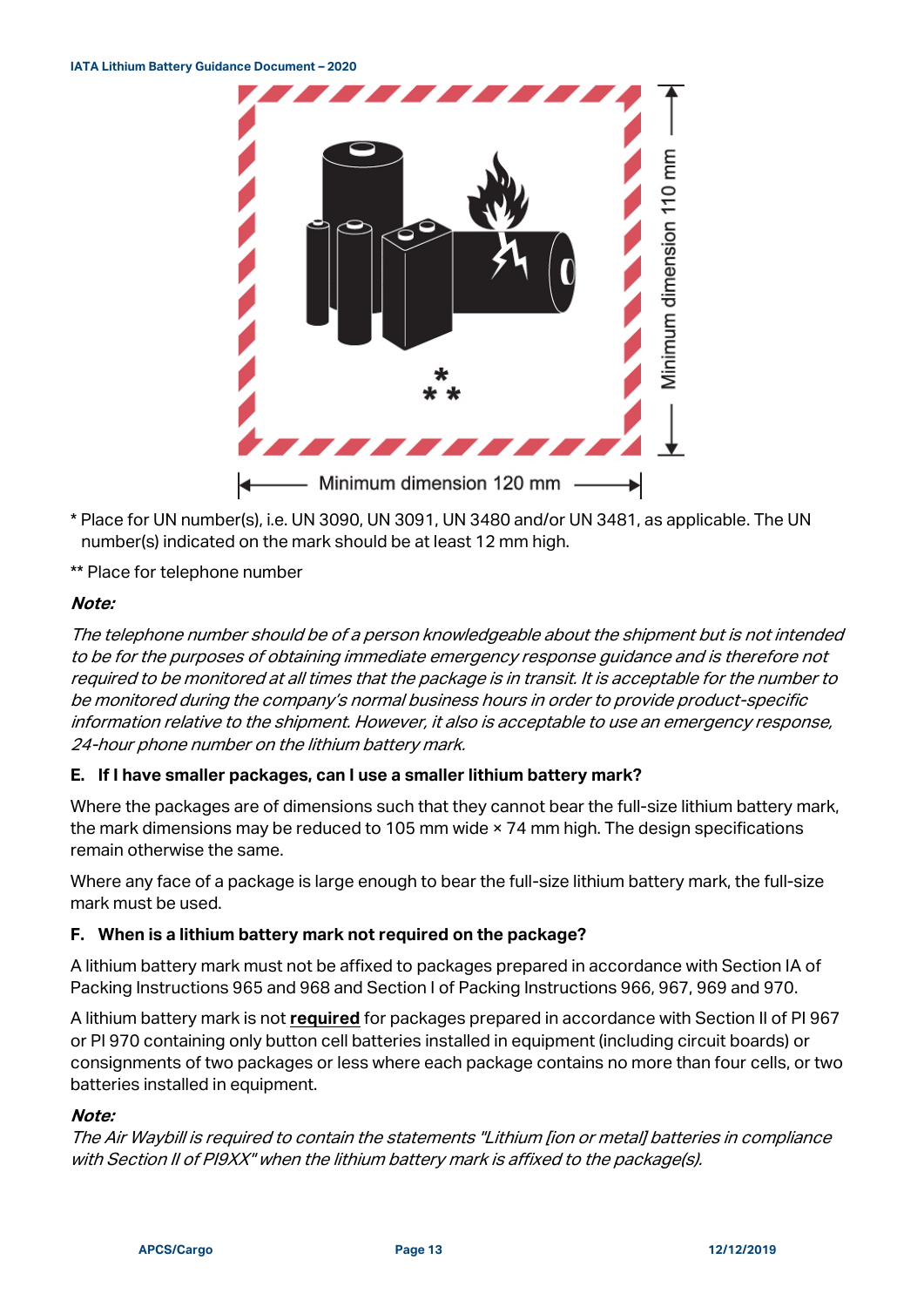Minimum dimension 110 mm

Minimum dimension 120 mm

\* Place for UN number(s), i.e. UN 3090, UN 3091, UN 3480 and/or UN 3481, as applicable. The UN number(s) indicated on the mark should be at least 12 mm high.

\*\* Place for telephone number

***Note:***

*The telephone number should be of a person knowledgeable about the shipment but is not intended to be for the purposes of obtaining immediate emergency response guidance and is therefore not required to be monitored at all times that the package is in transit. It is acceptable for the number to be monitored during the company's normal business hours in order to provide product-specific information relative to the shipment. However, it also is acceptable to use an emergency response, 24-hour phone number on the lithium battery mark.*

**E. If I have smaller packages, can I use a smaller lithium battery mark?**

Where the packages are of dimensions such that they cannot bear the full-size lithium battery mark, the mark dimensions may be reduced to 105 mm wide × 74 mm high. The design specifications remain otherwise the same.

Where any face of a package is large enough to bear the full-size lithium battery mark, the full-size mark must be used.

**F. When is a lithium battery mark not required on the package?**

A lithium battery mark must not be affixed to packages prepared in accordance with Section IA of Packing Instructions 965 and 968 and Section I of Packing Instructions 966, 967, 969 and 970.

A lithium battery mark is not **required** for packages prepared in accordance with Section II of PI 967 or PI 970 containing only button cell batteries installed in equipment (including circuit boards) or consignments of two packages or less where each package contains no more than four cells, or two batteries installed in equipment.

***Note:***

*The Air Waybill is required to contain the statements "Lithium [ion or metal] batteries in compliance with Section II of PI9XX" when the lithium battery mark is affixed to the package(s).*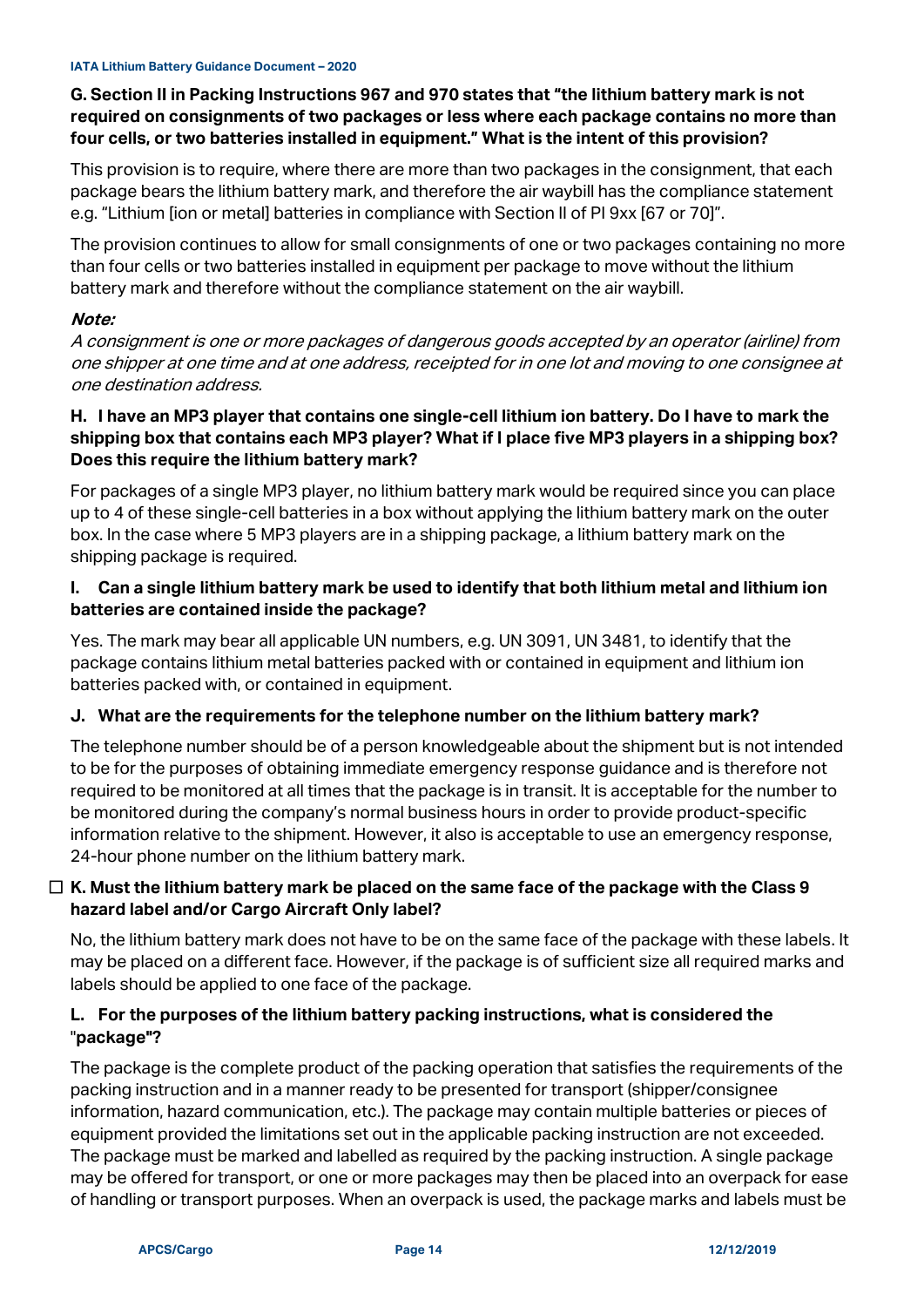**G. Section II in Packing Instructions 967 and 970 states that "the lithium battery mark is not required on consignments of two packages or less where each package contains no more than four cells, or two batteries installed in equipment." What is the intent of this provision?**

This provision is to require, where there are more than two packages in the consignment, that each package bears the lithium battery mark, and therefore the air waybill has the compliance statement e.g. "Lithium [ion or metal] batteries in compliance with Section II of PI 9xx [67 or 70]".

The provision continues to allow for small consignments of one or two packages containing no more than four cells or two batteries installed in equipment per package to move without the lithium battery mark and therefore without the compliance statement on the air waybill.

***Note:***

*A consignment is one or more packages of dangerous goods accepted by an operator (airline) from one shipper at one time and at one address, receipted for in one lot and moving to one consignee at one destination address.*

**H. I have an MP3 player that contains one single-cell lithium ion battery. Do I have to mark the shipping box that contains each MP3 player? What if I place five MP3 players in a shipping box? Does this require the lithium battery mark?**

For packages of a single MP3 player, no lithium battery mark would be required since you can place up to 4 of these single-cell batteries in a box without applying the lithium battery mark on the outer box. In the case where 5 MP3 players are in a shipping package, a lithium battery mark on the shipping package is required.

**I. Can a single lithium battery mark be used to identify that both lithium metal and lithium ion batteries are contained inside the package?**

Yes. The mark may bear all applicable UN numbers, e.g. UN 3091, UN 3481, to identify that the package contains lithium metal batteries packed with or contained in equipment and lithium ion batteries packed with, or contained in equipment.

**J. What are the requirements for the telephone number on the lithium battery mark?**

The telephone number should be of a person knowledgeable about the shipment but is not intended to be for the purposes of obtaining immediate emergency response guidance and is therefore not required to be monitored at all times that the package is in transit. It is acceptable for the number to be monitored during the company's normal business hours in order to provide product-specific information relative to the shipment. However, it also is acceptable to use an emergency response, 24-hour phone number on the lithium battery mark.

☐ **K. Must the lithium battery mark be placed on the same face of the package with the Class 9 hazard label and/or Cargo Aircraft Only label?**

No, the lithium battery mark does not have to be on the same face of the package with these labels. It may be placed on a different face. However, if the package is of sufficient size all required marks and labels should be applied to one face of the package.

**L. For the purposes of the lithium battery packing instructions, what is considered the "package"?**

The package is the complete product of the packing operation that satisfies the requirements of the packing instruction and in a manner ready to be presented for transport (shipper/consignee information, hazard communication, etc.). The package may contain multiple batteries or pieces of equipment provided the limitations set out in the applicable packing instruction are not exceeded. The package must be marked and labelled as required by the packing instruction. A single package may be offered for transport, or one or more packages may then be placed into an overpack for ease of handling or transport purposes. When an overpack is used, the package marks and labels must be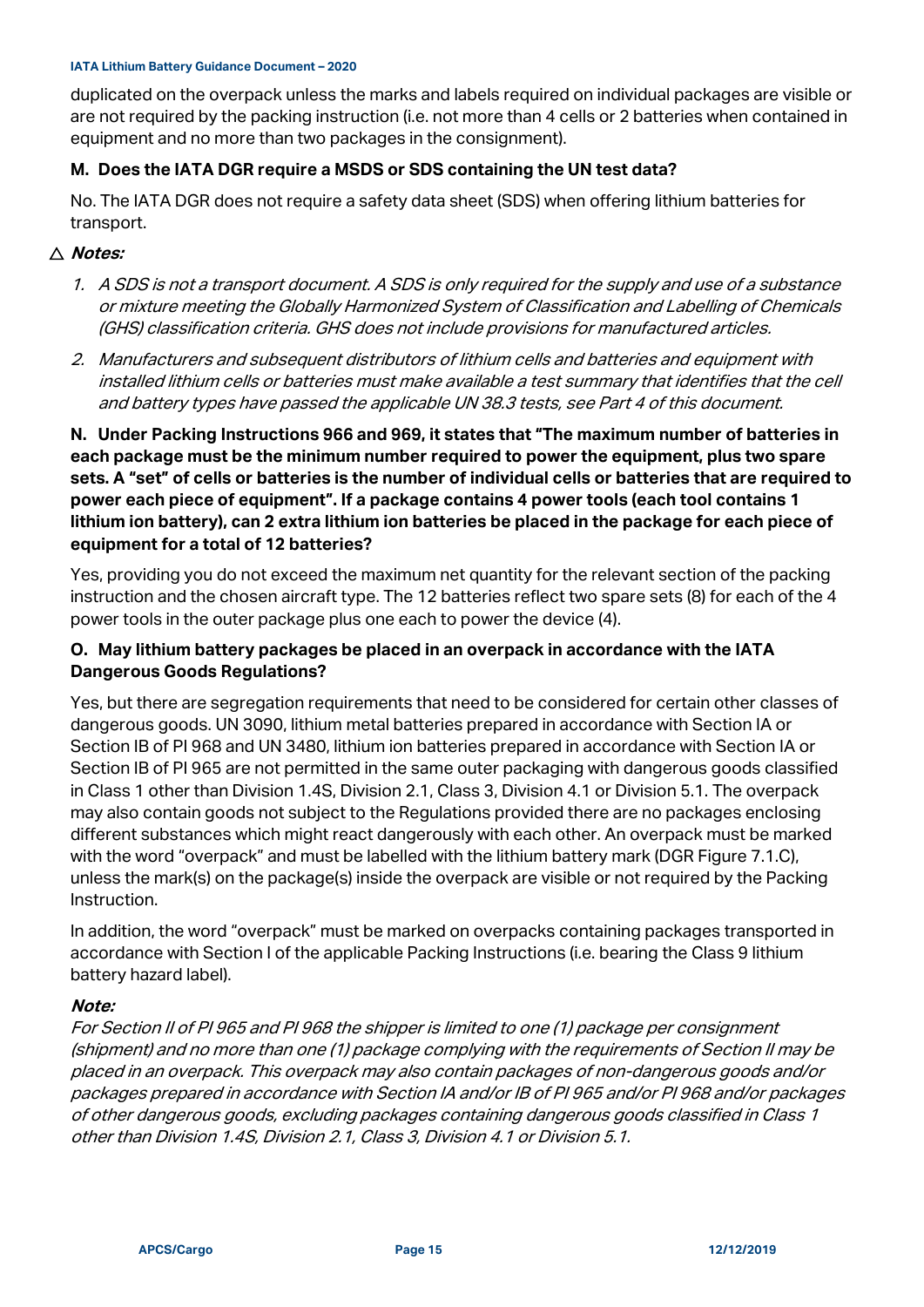duplicated on the overpack unless the marks and labels required on individual packages are visible or are not required by the packing instruction (i.e. not more than 4 cells or 2 batteries when contained in equipment and no more than two packages in the consignment).

**M. Does the IATA DGR require a MSDS or SDS containing the UN test data?**

No. The IATA DGR does not require a safety data sheet (SDS) when offering lithium batteries for transport.

△ ***Notes:***

1. *A SDS is not a transport document. A SDS is only required for the supply and use of a substance or mixture meeting the Globally Harmonized System of Classification and Labelling of Chemicals (GHS) classification criteria. GHS does not include provisions for manufactured articles.*
2. *Manufacturers and subsequent distributors of lithium cells and batteries and equipment with installed lithium cells or batteries must make available a test summary that identifies that the cell and battery types have passed the applicable UN 38.3 tests, see Part 4 of this document.*

**N. Under Packing Instructions 966 and 969, it states that "The maximum number of batteries in each package must be the minimum number required to power the equipment, plus two spare sets. A "set" of cells or batteries is the number of individual cells or batteries that are required to power each piece of equipment". If a package contains 4 power tools (each tool contains 1 lithium ion battery), can 2 extra lithium ion batteries be placed in the package for each piece of equipment for a total of 12 batteries?**

Yes, providing you do not exceed the maximum net quantity for the relevant section of the packing instruction and the chosen aircraft type. The 12 batteries reflect two spare sets (8) for each of the 4 power tools in the outer package plus one each to power the device (4).

**O. May lithium battery packages be placed in an overpack in accordance with the IATA Dangerous Goods Regulations?**

Yes, but there are segregation requirements that need to be considered for certain other classes of dangerous goods. UN 3090, lithium metal batteries prepared in accordance with Section IA or Section IB of PI 968 and UN 3480, lithium ion batteries prepared in accordance with Section IA or Section IB of PI 965 are not permitted in the same outer packaging with dangerous goods classified in Class 1 other than Division 1.4S, Division 2.1, Class 3, Division 4.1 or Division 5.1. The overpack may also contain goods not subject to the Regulations provided there are no packages enclosing different substances which might react dangerously with each other. An overpack must be marked with the word "overpack" and must be labelled with the lithium battery mark (DGR Figure 7.1.C), unless the mark(s) on the package(s) inside the overpack are visible or not required by the Packing Instruction.

In addition, the word "overpack" must be marked on overpacks containing packages transported in accordance with Section I of the applicable Packing Instructions (i.e. bearing the Class 9 lithium battery hazard label).

***Note:***
*For Section II of PI 965 and PI 968 the shipper is limited to one (1) package per consignment (shipment) and no more than one (1) package complying with the requirements of Section II may be placed in an overpack. This overpack may also contain packages of non-dangerous goods and/or packages prepared in accordance with Section IA and/or IB of PI 965 and/or PI 968 and/or packages of other dangerous goods, excluding packages containing dangerous goods classified in Class 1 other than Division 1.4S, Division 2.1, Class 3, Division 4.1 or Division 5.1.*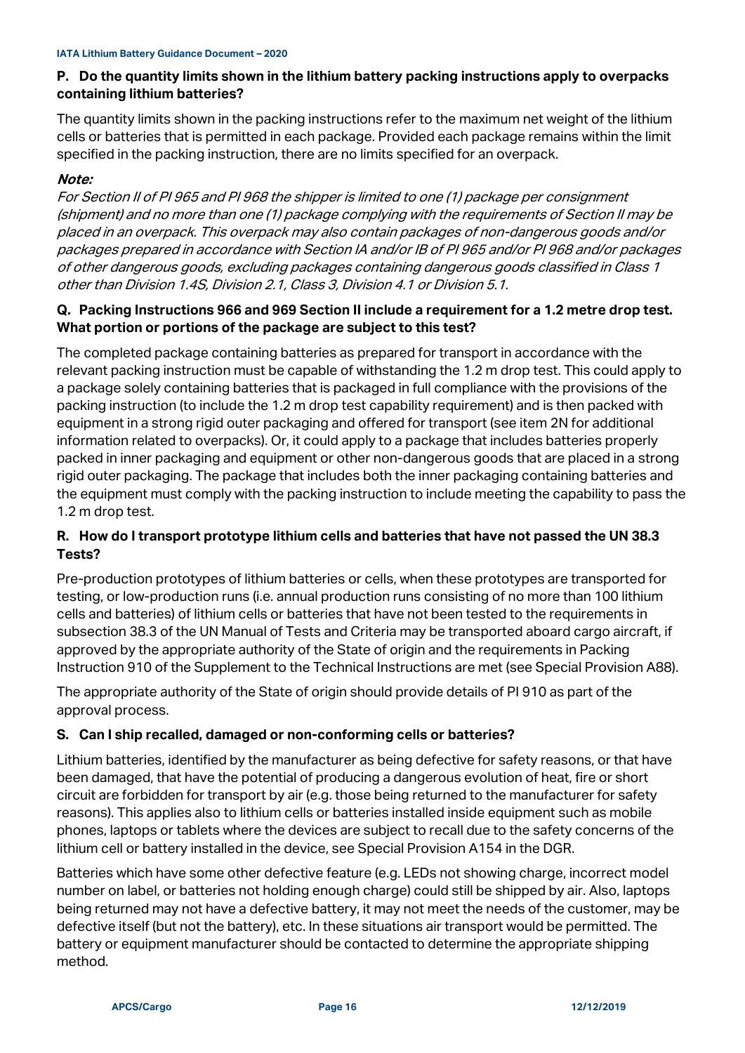### P. Do the quantity limits shown in the lithium battery packing instructions apply to overpacks containing lithium batteries?

The quantity limits shown in the packing instructions refer to the maximum net weight of the lithium cells or batteries that is permitted in each package. Provided each package remains within the limit specified in the packing instruction, there are no limits specified for an overpack.

***Note:***

*For Section II of PI 965 and PI 968 the shipper is limited to one (1) package per consignment (shipment) and no more than one (1) package complying with the requirements of Section II may be placed in an overpack. This overpack may also contain packages of non-dangerous goods and/or packages prepared in accordance with Section IA and/or IB of PI 965 and/or PI 968 and/or packages of other dangerous goods, excluding packages containing dangerous goods classified in Class 1 other than Division 1.4S, Division 2.1, Class 3, Division 4.1 or Division 5.1.*

### Q. Packing Instructions 966 and 969 Section II include a requirement for a 1.2 metre drop test. What portion or portions of the package are subject to this test?

The completed package containing batteries as prepared for transport in accordance with the relevant packing instruction must be capable of withstanding the 1.2 m drop test. This could apply to a package solely containing batteries that is packaged in full compliance with the provisions of the packing instruction (to include the 1.2 m drop test capability requirement) and is then packed with equipment in a strong rigid outer packaging and offered for transport (see item 2N for additional information related to overpacks). Or, it could apply to a package that includes batteries properly packed in inner packaging and equipment or other non-dangerous goods that are placed in a strong rigid outer packaging. The package that includes both the inner packaging containing batteries and the equipment must comply with the packing instruction to include meeting the capability to pass the 1.2 m drop test.

### R. How do I transport prototype lithium cells and batteries that have not passed the UN 38.3 Tests?

Pre-production prototypes of lithium batteries or cells, when these prototypes are transported for testing, or low-production runs (i.e. annual production runs consisting of no more than 100 lithium cells and batteries) of lithium cells or batteries that have not been tested to the requirements in subsection 38.3 of the UN Manual of Tests and Criteria may be transported aboard cargo aircraft, if approved by the appropriate authority of the State of origin and the requirements in Packing Instruction 910 of the Supplement to the Technical Instructions are met (see Special Provision A88).

The appropriate authority of the State of origin should provide details of PI 910 as part of the approval process.

### S. Can I ship recalled, damaged or non-conforming cells or batteries?

Lithium batteries, identified by the manufacturer as being defective for safety reasons, or that have been damaged, that have the potential of producing a dangerous evolution of heat, fire or short circuit are forbidden for transport by air (e.g. those being returned to the manufacturer for safety reasons). This applies also to lithium cells or batteries installed inside equipment such as mobile phones, laptops or tablets where the devices are subject to recall due to the safety concerns of the lithium cell or battery installed in the device, see Special Provision A154 in the DGR.

Batteries which have some other defective feature (e.g. LEDs not showing charge, incorrect model number on label, or batteries not holding enough charge) could still be shipped by air. Also, laptops being returned may not have a defective battery, it may not meet the needs of the customer, may be defective itself (but not the battery), etc. In these situations air transport would be permitted. The battery or equipment manufacturer should be contacted to determine the appropriate shipping method.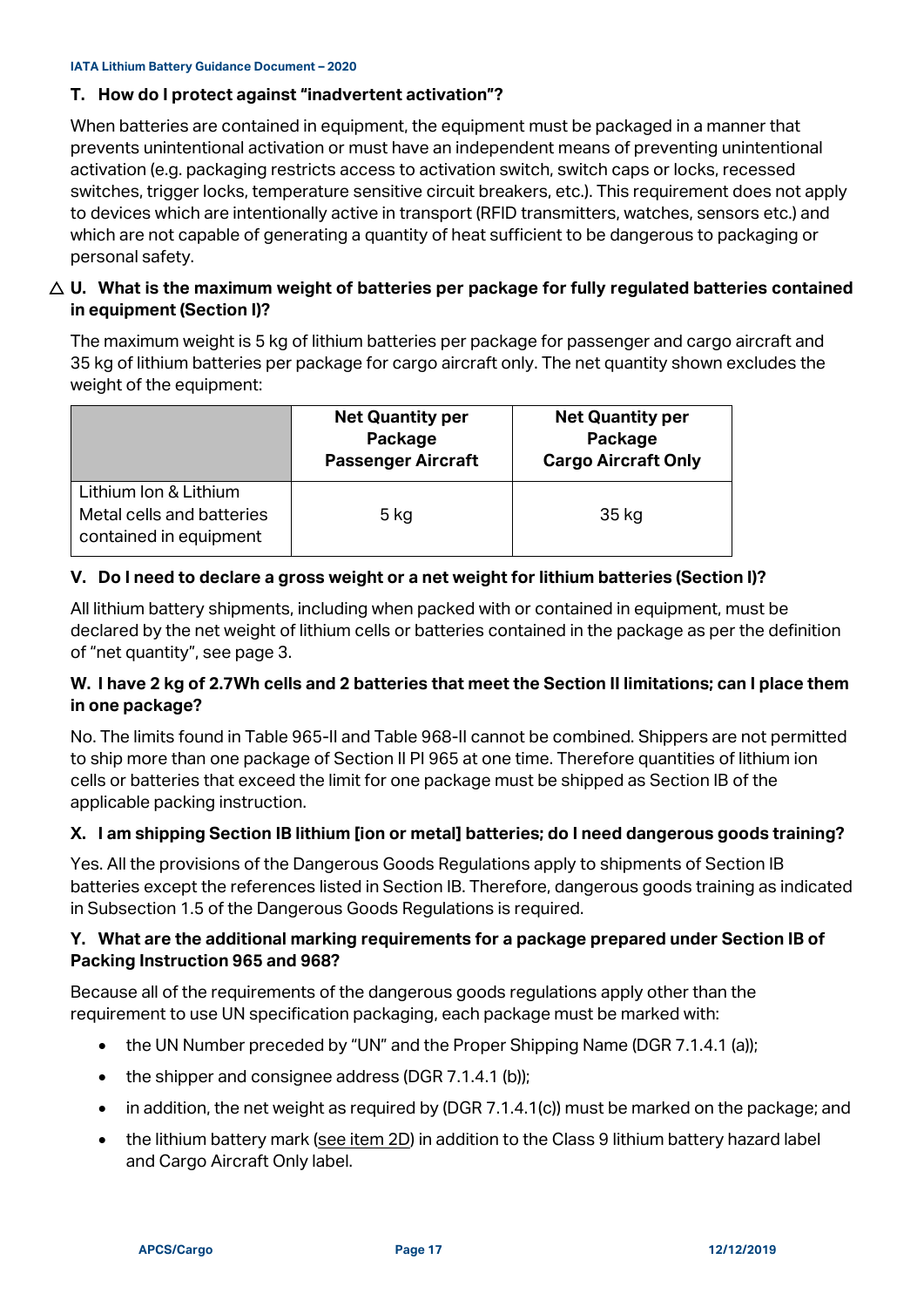### T. How do I protect against "inadvertent activation"?

When batteries are contained in equipment, the equipment must be packaged in a manner that prevents unintentional activation or must have an independent means of preventing unintentional activation (e.g. packaging restricts access to activation switch, switch caps or locks, recessed switches, trigger locks, temperature sensitive circuit breakers, etc.). This requirement does not apply to devices which are intentionally active in transport (RFID transmitters, watches, sensors etc.) and which are not capable of generating a quantity of heat sufficient to be dangerous to packaging or personal safety.

### △ U. What is the maximum weight of batteries per package for fully regulated batteries contained in equipment (Section I)?

The maximum weight is 5 kg of lithium batteries per package for passenger and cargo aircraft and 35 kg of lithium batteries per package for cargo aircraft only. The net quantity shown excludes the weight of the equipment:

| | Net Quantity per Package Passenger Aircraft | Net Quantity per Package Cargo Aircraft Only |
|---|---|---|
| Lithium Ion & Lithium Metal cells and batteries contained in equipment | 5 kg | 35 kg |

### V. Do I need to declare a gross weight or a net weight for lithium batteries (Section I)?

All lithium battery shipments, including when packed with or contained in equipment, must be declared by the net weight of lithium cells or batteries contained in the package as per the definition of "net quantity", see page 3.

### W. I have 2 kg of 2.7Wh cells and 2 batteries that meet the Section II limitations; can I place them in one package?

No. The limits found in Table 965-II and Table 968-II cannot be combined. Shippers are not permitted to ship more than one package of Section II PI 965 at one time. Therefore quantities of lithium ion cells or batteries that exceed the limit for one package must be shipped as Section IB of the applicable packing instruction.

### X. I am shipping Section IB lithium [ion or metal] batteries; do I need dangerous goods training?

Yes. All the provisions of the Dangerous Goods Regulations apply to shipments of Section IB batteries except the references listed in Section IB. Therefore, dangerous goods training as indicated in Subsection 1.5 of the Dangerous Goods Regulations is required.

### Y. What are the additional marking requirements for a package prepared under Section IB of Packing Instruction 965 and 968?

Because all of the requirements of the dangerous goods regulations apply other than the requirement to use UN specification packaging, each package must be marked with:

- the UN Number preceded by "UN" and the Proper Shipping Name (DGR 7.1.4.1 (a));
- the shipper and consignee address (DGR 7.1.4.1 (b));
- in addition, the net weight as required by (DGR 7.1.4.1(c)) must be marked on the package; and
- the lithium battery mark (see item 2D) in addition to the Class 9 lithium battery hazard label and Cargo Aircraft Only label.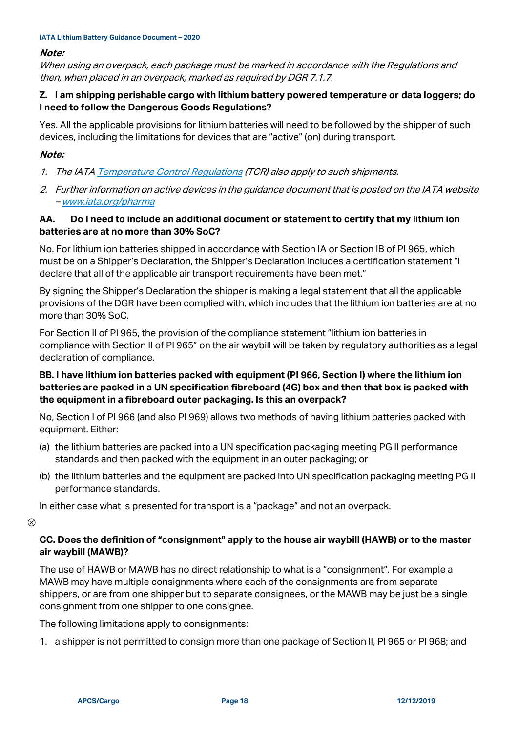***Note:***

*When using an overpack, each package must be marked in accordance with the Regulations and then, when placed in an overpack, marked as required by DGR 7.1.7.*

**Z. I am shipping perishable cargo with lithium battery powered temperature or data loggers; do I need to follow the Dangerous Goods Regulations?**

Yes. All the applicable provisions for lithium batteries will need to be followed by the shipper of such devices, including the limitations for devices that are "active" (on) during transport.

***Note:***

1. *The IATA Temperature Control Regulations (TCR) also apply to such shipments.*
2. *Further information on active devices in the guidance document that is posted on the IATA website – www.iata.org/pharma*

**AA. Do I need to include an additional document or statement to certify that my lithium ion batteries are at no more than 30% SoC?**

No. For lithium ion batteries shipped in accordance with Section IA or Section IB of PI 965, which must be on a Shipper's Declaration, the Shipper's Declaration includes a certification statement "I declare that all of the applicable air transport requirements have been met."

By signing the Shipper's Declaration the shipper is making a legal statement that all the applicable provisions of the DGR have been complied with, which includes that the lithium ion batteries are at no more than 30% SoC.

For Section II of PI 965, the provision of the compliance statement "lithium ion batteries in compliance with Section II of PI 965" on the air waybill will be taken by regulatory authorities as a legal declaration of compliance.

**BB. I have lithium ion batteries packed with equipment (PI 966, Section I) where the lithium ion batteries are packed in a UN specification fibreboard (4G) box and then that box is packed with the equipment in a fibreboard outer packaging. Is this an overpack?**

No, Section I of PI 966 (and also PI 969) allows two methods of having lithium batteries packed with equipment. Either:

(a) the lithium batteries are packed into a UN specification packaging meeting PG II performance standards and then packed with the equipment in an outer packaging; or

(b) the lithium batteries and the equipment are packed into UN specification packaging meeting PG II performance standards.

In either case what is presented for transport is a "package" and not an overpack.

**CC. Does the definition of "consignment" apply to the house air waybill (HAWB) or to the master air waybill (MAWB)?**

The use of HAWB or MAWB has no direct relationship to what is a "consignment". For example a MAWB may have multiple consignments where each of the consignments are from separate shippers, or are from one shipper but to separate consignees, or the MAWB may be just be a single consignment from one shipper to one consignee.

The following limitations apply to consignments:

1. a shipper is not permitted to consign more than one package of Section II, PI 965 or PI 968; and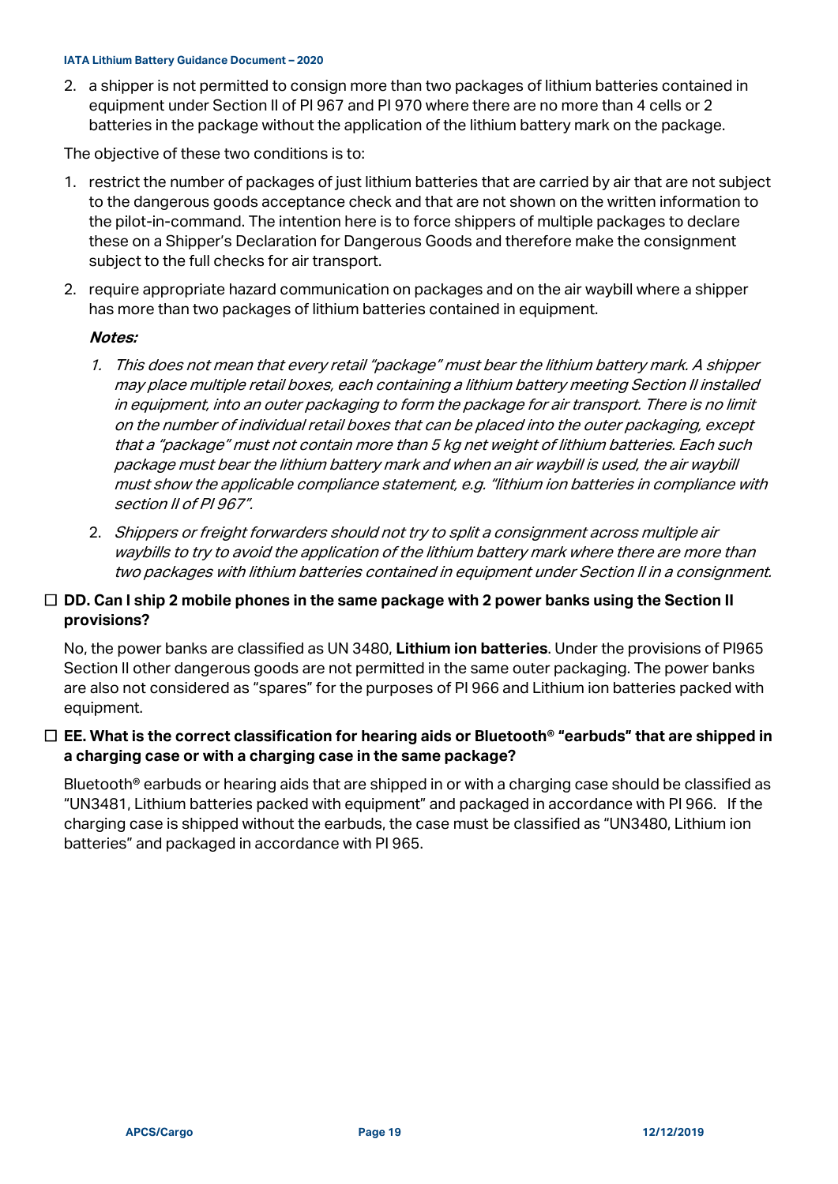2. a shipper is not permitted to consign more than two packages of lithium batteries contained in equipment under Section II of PI 967 and PI 970 where there are no more than 4 cells or 2 batteries in the package without the application of the lithium battery mark on the package.

The objective of these two conditions is to:

1. restrict the number of packages of just lithium batteries that are carried by air that are not subject to the dangerous goods acceptance check and that are not shown on the written information to the pilot-in-command. The intention here is to force shippers of multiple packages to declare these on a Shipper's Declaration for Dangerous Goods and therefore make the consignment subject to the full checks for air transport.
2. require appropriate hazard communication on packages and on the air waybill where a shipper has more than two packages of lithium batteries contained in equipment.

***Notes:***

1. *This does not mean that every retail "package" must bear the lithium battery mark. A shipper may place multiple retail boxes, each containing a lithium battery meeting Section II installed in equipment, into an outer packaging to form the package for air transport. There is no limit on the number of individual retail boxes that can be placed into the outer packaging, except that a "package" must not contain more than 5 kg net weight of lithium batteries. Each such package must bear the lithium battery mark and when an air waybill is used, the air waybill must show the applicable compliance statement, e.g. "lithium ion batteries in compliance with section II of PI 967".*
2. *Shippers or freight forwarders should not try to split a consignment across multiple air waybills to try to avoid the application of the lithium battery mark where there are more than two packages with lithium batteries contained in equipment under Section II in a consignment.*

☐ **DD. Can I ship 2 mobile phones in the same package with 2 power banks using the Section II provisions?**

No, the power banks are classified as UN 3480, **Lithium ion batteries**. Under the provisions of PI965 Section II other dangerous goods are not permitted in the same outer packaging. The power banks are also not considered as "spares" for the purposes of PI 966 and Lithium ion batteries packed with equipment.

☐ **EE. What is the correct classification for hearing aids or Bluetooth® "earbuds" that are shipped in a charging case or with a charging case in the same package?**

Bluetooth® earbuds or hearing aids that are shipped in or with a charging case should be classified as "UN3481, Lithium batteries packed with equipment" and packaged in accordance with PI 966. If the charging case is shipped without the earbuds, the case must be classified as "UN3480, Lithium ion batteries" and packaged in accordance with PI 965.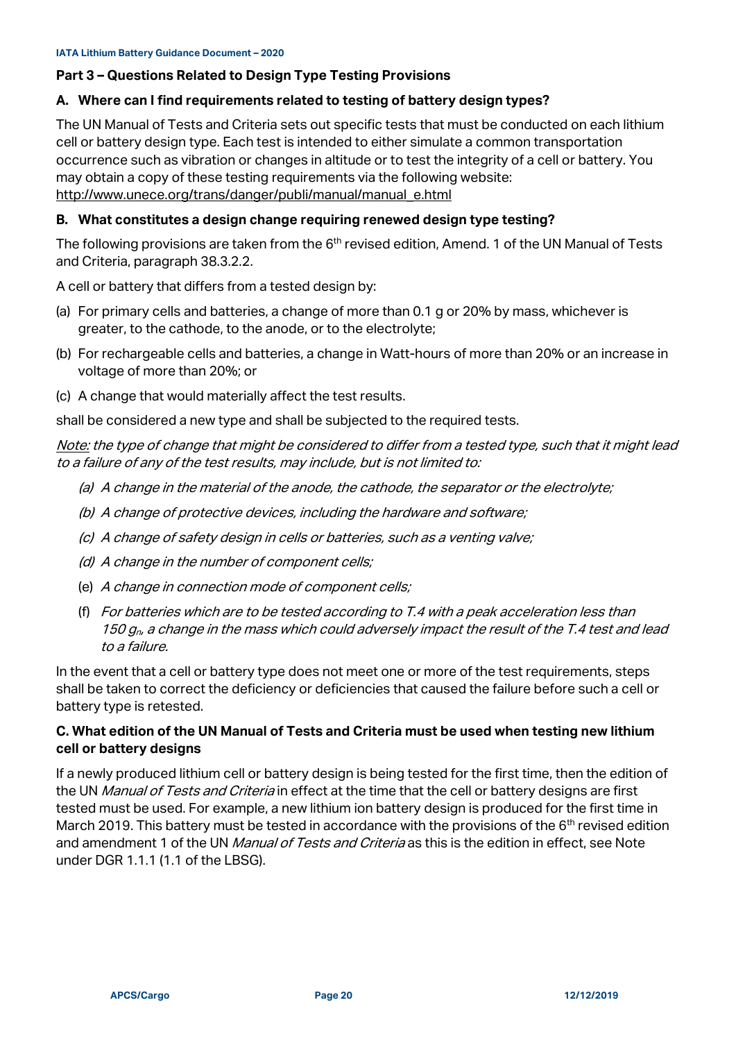## Part 3 – Questions Related to Design Type Testing Provisions

### A. Where can I find requirements related to testing of battery design types?

The UN Manual of Tests and Criteria sets out specific tests that must be conducted on each lithium cell or battery design type. Each test is intended to either simulate a common transportation occurrence such as vibration or changes in altitude or to test the integrity of a cell or battery. You may obtain a copy of these testing requirements via the following website: http://www.unece.org/trans/danger/publi/manual/manual_e.html

### B. What constitutes a design change requiring renewed design type testing?

The following provisions are taken from the 6th revised edition, Amend. 1 of the UN Manual of Tests and Criteria, paragraph 38.3.2.2.

A cell or battery that differs from a tested design by:

(a) For primary cells and batteries, a change of more than 0.1 g or 20% by mass, whichever is greater, to the cathode, to the anode, or to the electrolyte;

(b) For rechargeable cells and batteries, a change in Watt-hours of more than 20% or an increase in voltage of more than 20%; or

(c) A change that would materially affect the test results.

shall be considered a new type and shall be subjected to the required tests.

*Note: the type of change that might be considered to differ from a tested type, such that it might lead to a failure of any of the test results, may include, but is not limited to:*

*(a) A change in the material of the anode, the cathode, the separator or the electrolyte;*

*(b) A change of protective devices, including the hardware and software;*

*(c) A change of safety design in cells or batteries, such as a venting valve;*

*(d) A change in the number of component cells;*

(e) *A change in connection mode of component cells;*

(f) *For batteries which are to be tested according to T.4 with a peak acceleration less than 150 $g_n$, a change in the mass which could adversely impact the result of the T.4 test and lead to a failure.*

In the event that a cell or battery type does not meet one or more of the test requirements, steps shall be taken to correct the deficiency or deficiencies that caused the failure before such a cell or battery type is retested.

### C. What edition of the UN Manual of Tests and Criteria must be used when testing new lithium cell or battery designs

If a newly produced lithium cell or battery design is being tested for the first time, then the edition of the UN *Manual of Tests and Criteria* in effect at the time that the cell or battery designs are first tested must be used. For example, a new lithium ion battery design is produced for the first time in March 2019. This battery must be tested in accordance with the provisions of the 6th revised edition and amendment 1 of the UN *Manual of Tests and Criteria* as this is the edition in effect, see Note under DGR 1.1.1 (1.1 of the LBSG).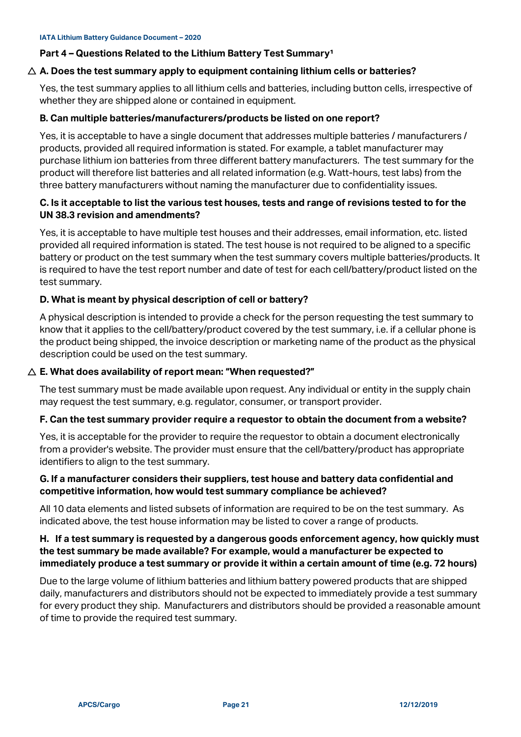## Part 4 – Questions Related to the Lithium Battery Test Summary[1]

### △ A. Does the test summary apply to equipment containing lithium cells or batteries?

Yes, the test summary applies to all lithium cells and batteries, including button cells, irrespective of whether they are shipped alone or contained in equipment.

### B. Can multiple batteries/manufacturers/products be listed on one report?

Yes, it is acceptable to have a single document that addresses multiple batteries / manufacturers / products, provided all required information is stated. For example, a tablet manufacturer may purchase lithium ion batteries from three different battery manufacturers. The test summary for the product will therefore list batteries and all related information (e.g. Watt-hours, test labs) from the three battery manufacturers without naming the manufacturer due to confidentiality issues.

### C. Is it acceptable to list the various test houses, tests and range of revisions tested to for the UN 38.3 revision and amendments?

Yes, it is acceptable to have multiple test houses and their addresses, email information, etc. listed provided all required information is stated. The test house is not required to be aligned to a specific battery or product on the test summary when the test summary covers multiple batteries/products. It is required to have the test report number and date of test for each cell/battery/product listed on the test summary.

### D. What is meant by physical description of cell or battery?

A physical description is intended to provide a check for the person requesting the test summary to know that it applies to the cell/battery/product covered by the test summary, i.e. if a cellular phone is the product being shipped, the invoice description or marketing name of the product as the physical description could be used on the test summary.

### △ E. What does availability of report mean: "When requested?"

The test summary must be made available upon request. Any individual or entity in the supply chain may request the test summary, e.g. regulator, consumer, or transport provider.

### F. Can the test summary provider require a requestor to obtain the document from a website?

Yes, it is acceptable for the provider to require the requestor to obtain a document electronically from a provider's website. The provider must ensure that the cell/battery/product has appropriate identifiers to align to the test summary.

### G. If a manufacturer considers their suppliers, test house and battery data confidential and competitive information, how would test summary compliance be achieved?

All 10 data elements and listed subsets of information are required to be on the test summary. As indicated above, the test house information may be listed to cover a range of products.

### H. If a test summary is requested by a dangerous goods enforcement agency, how quickly must the test summary be made available? For example, would a manufacturer be expected to immediately produce a test summary or provide it within a certain amount of time (e.g. 72 hours)

Due to the large volume of lithium batteries and lithium battery powered products that are shipped daily, manufacturers and distributors should not be expected to immediately provide a test summary for every product they ship. Manufacturers and distributors should be provided a reasonable amount of time to provide the required test summary.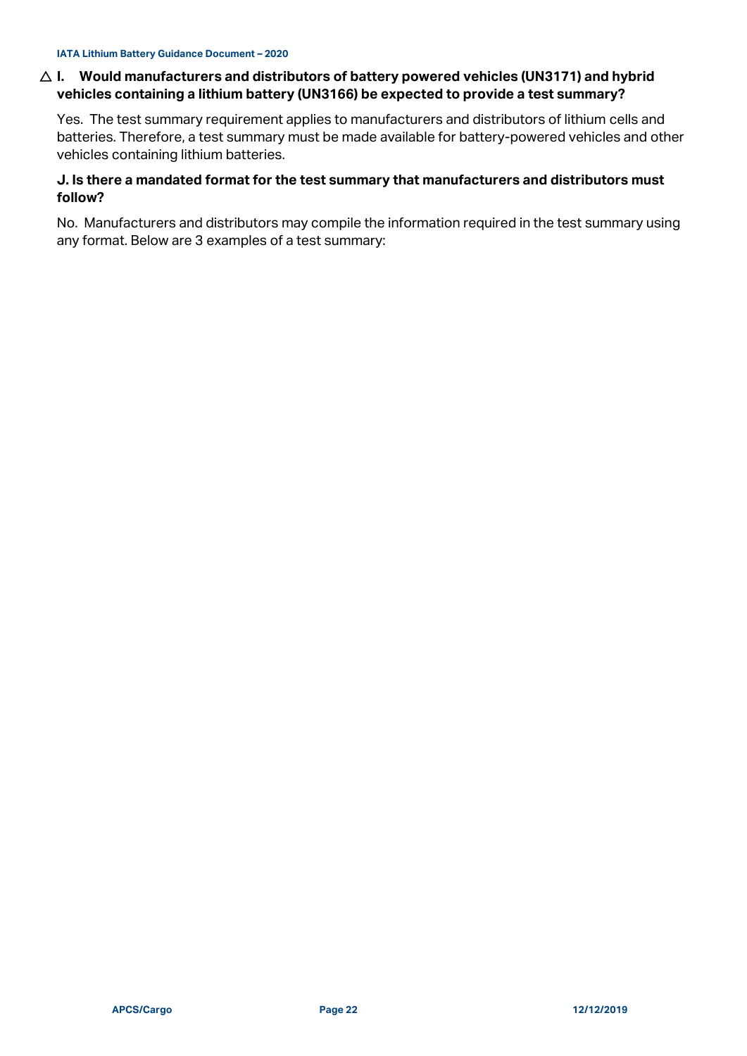**△ I. Would manufacturers and distributors of battery powered vehicles (UN3171) and hybrid vehicles containing a lithium battery (UN3166) be expected to provide a test summary?**

Yes. The test summary requirement applies to manufacturers and distributors of lithium cells and batteries. Therefore, a test summary must be made available for battery-powered vehicles and other vehicles containing lithium batteries.

**J. Is there a mandated format for the test summary that manufacturers and distributors must follow?**

No. Manufacturers and distributors may compile the information required in the test summary using any format. Below are 3 examples of a test summary: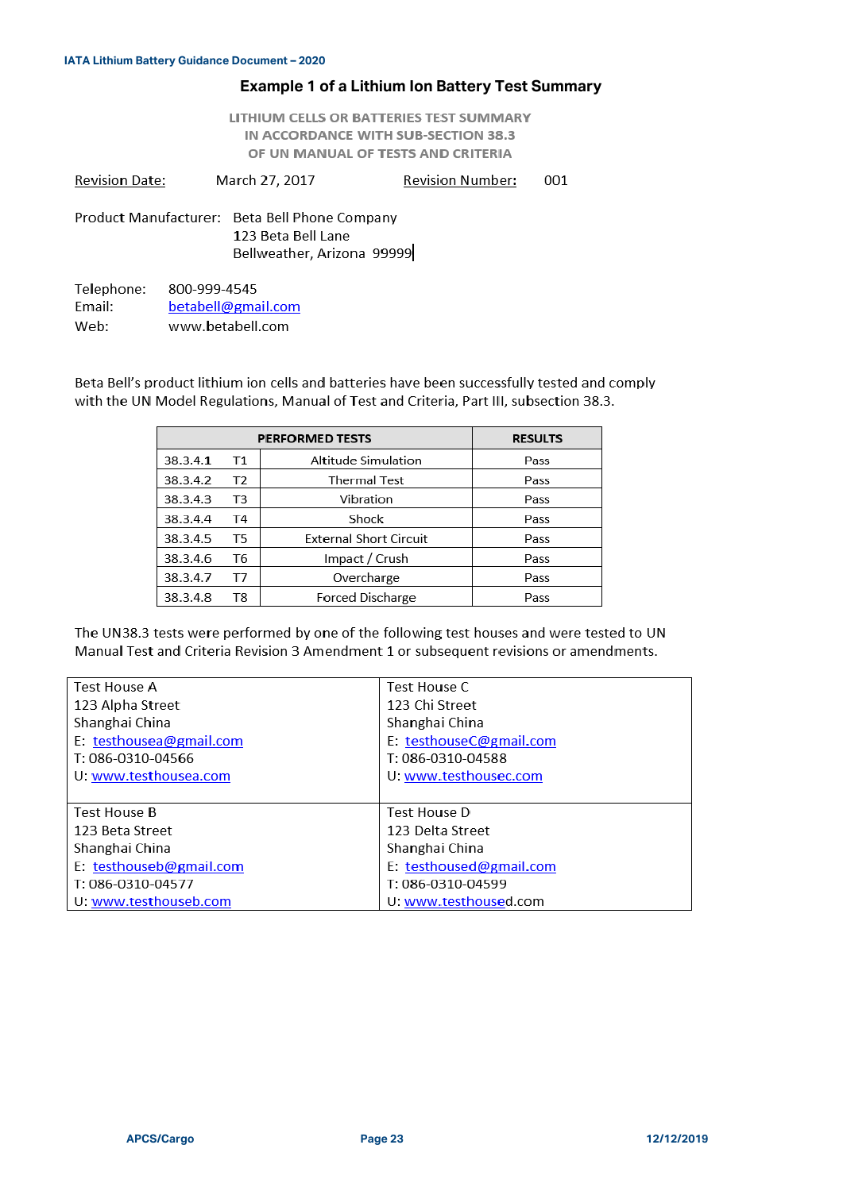## Example 1 of a Lithium Ion Battery Test Summary

LITHIUM CELLS OR BATTERIES TEST SUMMARY
IN ACCORDANCE WITH SUB-SECTION 38.3
OF UN MANUAL OF TESTS AND CRITERIA

Revision Date: March 27, 2017 Revision Number: 001

Product Manufacturer: Beta Bell Phone Company
123 Beta Bell Lane
Bellweather, Arizona 99999

Telephone: 800-999-4545
Email: betabell@gmail.com
Web: www.betabell.com

Beta Bell's product lithium ion cells and batteries have been successfully tested and comply with the UN Model Regulations, Manual of Test and Criteria, Part III, subsection 38.3.

| PERFORMED TESTS | | | RESULTS |
|---|---|---|---|
| 38.3.4.1 | T1 | Altitude Simulation | Pass |
| 38.3.4.2 | T2 | Thermal Test | Pass |
| 38.3.4.3 | T3 | Vibration | Pass |
| 38.3.4.4 | T4 | Shock | Pass |
| 38.3.4.5 | T5 | External Short Circuit | Pass |
| 38.3.4.6 | T6 | Impact / Crush | Pass |
| 38.3.4.7 | T7 | Overcharge | Pass |
| 38.3.4.8 | T8 | Forced Discharge | Pass |

The UN38.3 tests were performed by one of the following test houses and were tested to UN Manual Test and Criteria Revision 3 Amendment 1 or subsequent revisions or amendments.

| | |
|---|---|
| Test House A<br>123 Alpha Street<br>Shanghai China<br>E: testhousea@gmail.com<br>T: 086-0310-04566<br>U: www.testhousea.com | Test House C<br>123 Chi Street<br>Shanghai China<br>E: testhouseC@gmail.com<br>T: 086-0310-04588<br>U: www.testhousec.com |
| Test House B<br>123 Beta Street<br>Shanghai China<br>E: testhouseb@gmail.com<br>T: 086-0310-04577<br>U: www.testhouseb.com | Test House D<br>123 Delta Street<br>Shanghai China<br>E: testhoused@gmail.com<br>T: 086-0310-04599<br>U: www.testhoused.com |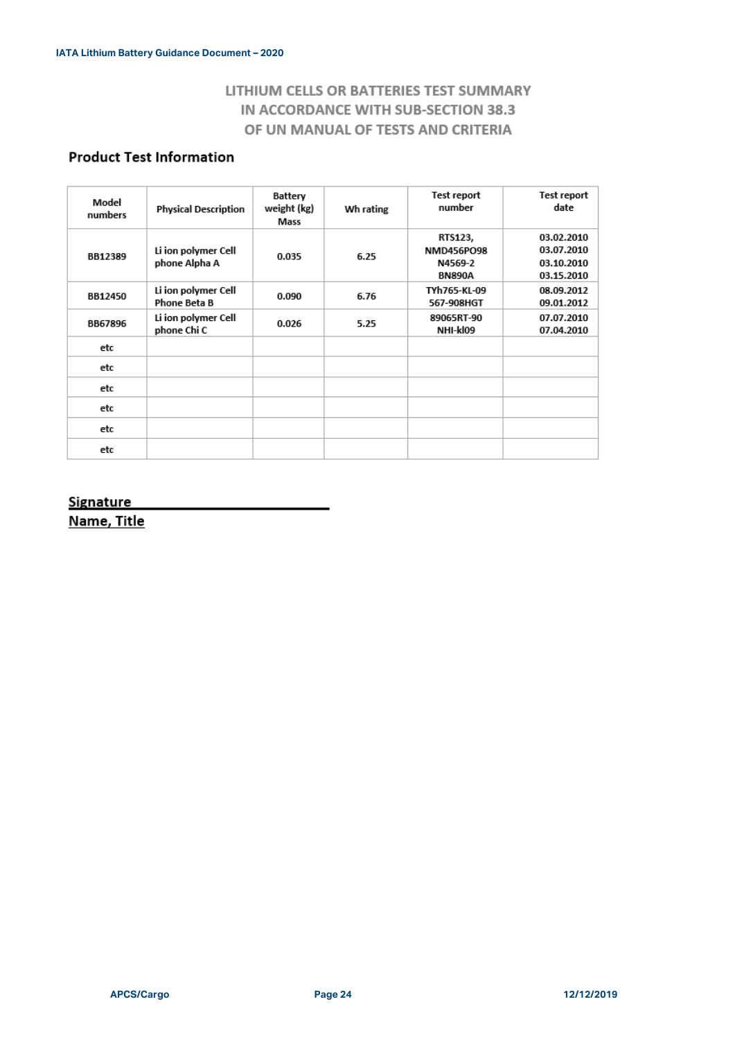## LITHIUM CELLS OR BATTERIES TEST SUMMARY IN ACCORDANCE WITH SUB-SECTION 38.3 OF UN MANUAL OF TESTS AND CRITERIA

### Product Test Information

| Model numbers | Physical Description | Battery weight (kg) Mass | Wh rating | Test report number | Test report date |
|---|---|---|---|---|---|
| BB12389 | Li ion polymer Cell phone Alpha A | 0.035 | 6.25 | RTS123, NMD456PO98 N4569-2 BN890A | 03.02.2010 03.07.2010 03.10.2010 03.15.2010 |
| BB12450 | Li ion polymer Cell Phone Beta B | 0.090 | 6.76 | TYh765-KL-09 567-908HGT | 08.09.2012 09.01.2012 |
| BB67896 | Li ion polymer Cell phone Chi C | 0.026 | 5.25 | 89065RT-90 NHI-kl09 | 07.07.2010 07.04.2010 |
| etc | | | | | |
| etc | | | | | |
| etc | | | | | |
| etc | | | | | |
| etc | | | | | |
| etc | | | | | |

Signature ___________________________

Name, Title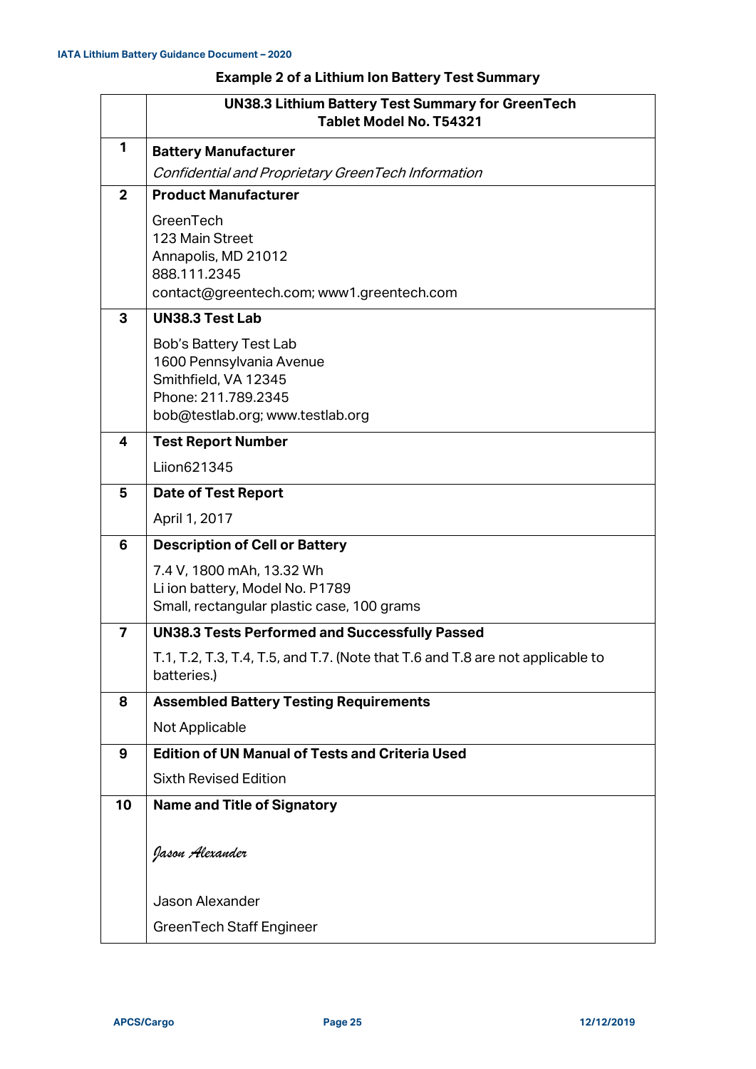**Example 2 of a Lithium Ion Battery Test Summary**

| | UN38.3 Lithium Battery Test Summary for GreenTech Tablet Model No. T54321 |
|---|---|
| 1 | **Battery Manufacturer**<br>*Confidential and Proprietary GreenTech Information* |
| 2 | **Product Manufacturer**<br>GreenTech<br>123 Main Street<br>Annapolis, MD 21012<br>888.111.2345<br>contact@greentech.com; www1.greentech.com |
| 3 | **UN38.3 Test Lab**<br>Bob's Battery Test Lab<br>1600 Pennsylvania Avenue<br>Smithfield, VA 12345<br>Phone: 211.789.2345<br>bob@testlab.org; www.testlab.org |
| 4 | **Test Report Number**<br>Liion621345 |
| 5 | **Date of Test Report**<br>April 1, 2017 |
| 6 | **Description of Cell or Battery**<br>7.4 V, 1800 mAh, 13.32 Wh<br>Li ion battery, Model No. P1789<br>Small, rectangular plastic case, 100 grams |
| 7 | **UN38.3 Tests Performed and Successfully Passed**<br>T.1, T.2, T.3, T.4, T.5, and T.7. (Note that T.6 and T.8 are not applicable to batteries.) |
| 8 | **Assembled Battery Testing Requirements**<br>Not Applicable |
| 9 | **Edition of UN Manual of Tests and Criteria Used**<br>Sixth Revised Edition |
| 10 | **Name and Title of Signatory**<br>*Jason Alexander*<br>Jason Alexander<br>GreenTech Staff Engineer |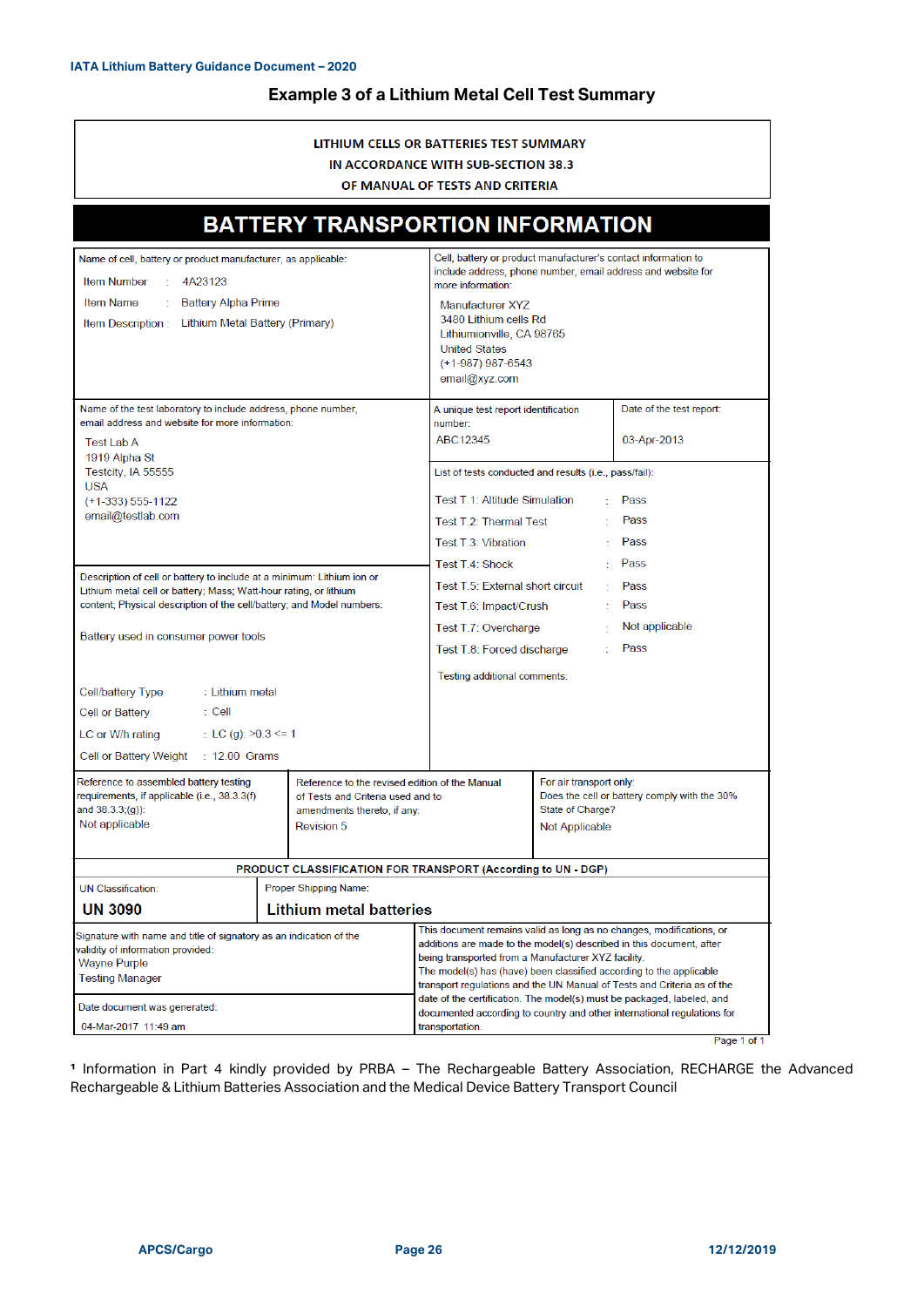## Example 3 of a Lithium Metal Cell Test Summary

**LITHIUM CELLS OR BATTERIES TEST SUMMARY**
**IN ACCORDANCE WITH SUB-SECTION 38.3**
**OF MANUAL OF TESTS AND CRITERIA**

# BATTERY TRANSPORTION INFORMATION

| Name of cell, battery or product manufacturer, as applicable: | Cell, battery or product manufacturer's contact information to include address, phone number, email address and website for more information: |
|---|---|
| Item Number : 4A23123<br>Item Name : Battery Alpha Prime<br>Item Description : Lithium Metal Battery (Primary) | Manufacturer XYZ<br>3480 Lithium cells Rd<br>Lithiumionville, CA 98765<br>United States<br>(+1-987) 987-6543<br>email@xyz.com |

| Name of the test laboratory to include address, phone number, email address and website for more information: | A unique test report identification number: | Date of the test report: |
|---|---|---|
| Test Lab A<br>1919 Alpha St<br>Testcity, IA 55555<br>USA<br>(+1-333) 555-1122<br>email@testlab.com | ABC12345 | 03-Apr-2013 |

| Description of cell or battery to include at a minimum: Lithium ion or Lithium metal cell or battery; Mass; Watt-hour rating, or lithium content; Physical description of the cell/battery; and Model numbers: | List of tests conducted and results (i.e., pass/fail): |
|---|---|
| Battery used in consumer power tools<br><br>Cell/battery Type : Lithium metal<br>Cell or Battery : Cell<br>LC or W/h rating : LC (g): >0.3 <= 1<br>Cell or Battery Weight : 12.00 Grams | Test T.1: Altitude Simulation : Pass<br>Test T.2: Thermal Test : Pass<br>Test T.3: Vibration : Pass<br>Test T.4: Shock : Pass<br>Test T.5: External short circuit : Pass<br>Test T.6: Impact/Crush : Pass<br>Test T.7: Overcharge : Not applicable<br>Test T.8: Forced discharge : Pass<br><br>Testing additional comments: |

| Reference to assembled battery testing requirements, if applicable (i.e., 38.3.3(f) and 38.3.3(g)): | Reference to the revised edition of the Manual of Tests and Criteria used and to amendments thereto, if any: | For air transport only: Does the cell or battery comply with the 30% State of Charge? |
|---|---|---|
| Not applicable | Revision 5 | Not Applicable |

**PRODUCT CLASSIFICATION FOR TRANSPORT (According to UN - DGP)**

| UN Classification: | Proper Shipping Name: |
|---|---|
| **UN 3090** | **Lithium metal batteries** |

| Signature with name and title of signatory as an indication of the validity of information provided: | This document remains valid as long as no changes, modifications, or additions are made to the model(s) described in this document, after being transported from a Manufacturer XYZ facility. The model(s) has (have) been classified according to the applicable transport regulations and the UN Manual of Tests and Criteria as of the date of the certification. The model(s) must be packaged, labeled, and documented according to country and other international regulations for transportation. |
|---|---|
| Wayne Purple<br>Testing Manager | |
| Date document was generated:<br>04-Mar-2017 11:49 am | |

Page 1 of 1

[1] Information in Part 4 kindly provided by PRBA – The Rechargeable Battery Association, RECHARGE the Advanced Rechargeable & Lithium Batteries Association and the Medical Device Battery Transport Council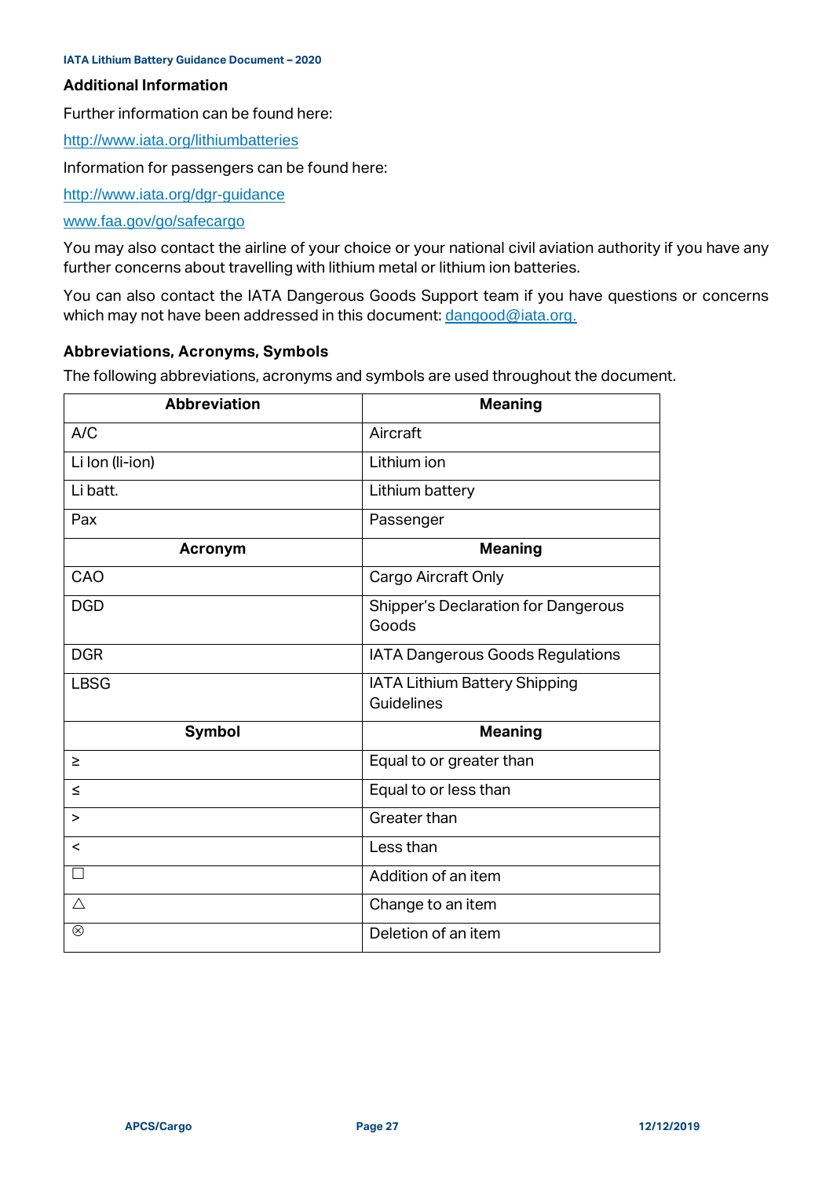### Additional Information

Further information can be found here:

http://www.iata.org/lithiumbatteries

Information for passengers can be found here:

http://www.iata.org/dgr-guidance

www.faa.gov/go/safecargo

You may also contact the airline of your choice or your national civil aviation authority if you have any further concerns about travelling with lithium metal or lithium ion batteries.

You can also contact the IATA Dangerous Goods Support team if you have questions or concerns which may not have been addressed in this document: dangood@iata.org.

### Abbreviations, Acronyms, Symbols

The following abbreviations, acronyms and symbols are used throughout the document.

| Abbreviation | Meaning |
|---|---|
| A/C | Aircraft |
| Li Ion (li-ion) | Lithium ion |
| Li batt. | Lithium battery |
| Pax | Passenger |
| **Acronym** | **Meaning** |
| CAO | Cargo Aircraft Only |
| DGD | Shipper's Declaration for Dangerous Goods |
| DGR | IATA Dangerous Goods Regulations |
| LBSG | IATA Lithium Battery Shipping Guidelines |
| **Symbol** | **Meaning** |
| ≥ | Equal to or greater than |
| ≤ | Equal to or less than |
| > | Greater than |
| < | Less than |
| ☐ | Addition of an item |
| △ | Change to an item |
| ⊗ | Deletion of an item |